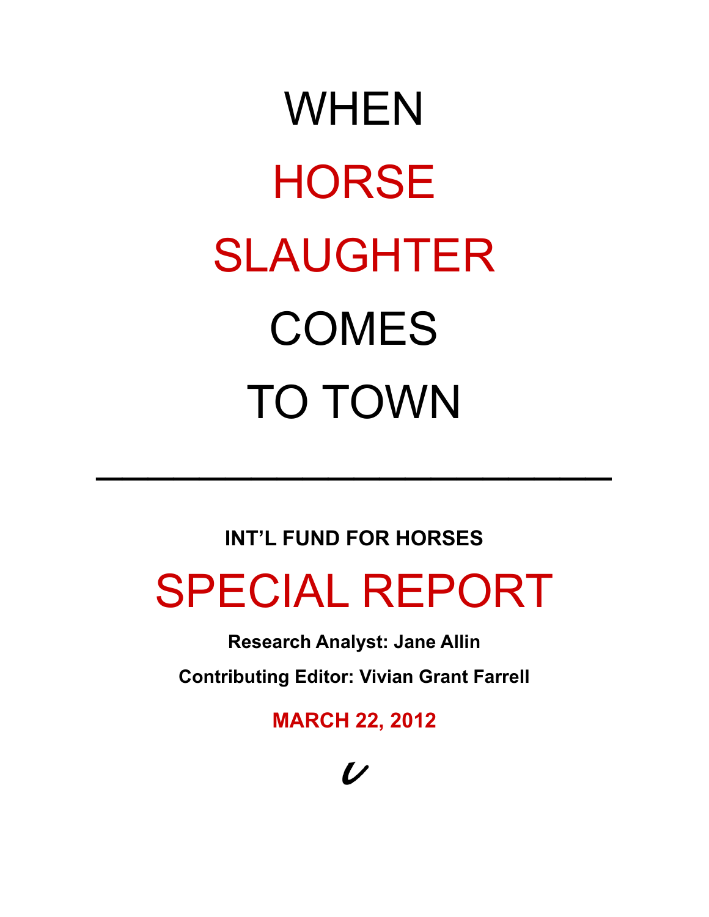# WHEN HORSE SLAUGHTER COMES TO TOWN

---

**INT'L FUND FOR HORSES**

## SPECIAL REPORT

**Research Analyst: Jane Allin**

**Contributing Editor: Vivian Grant Farrell**

**MARCH 22, 2012**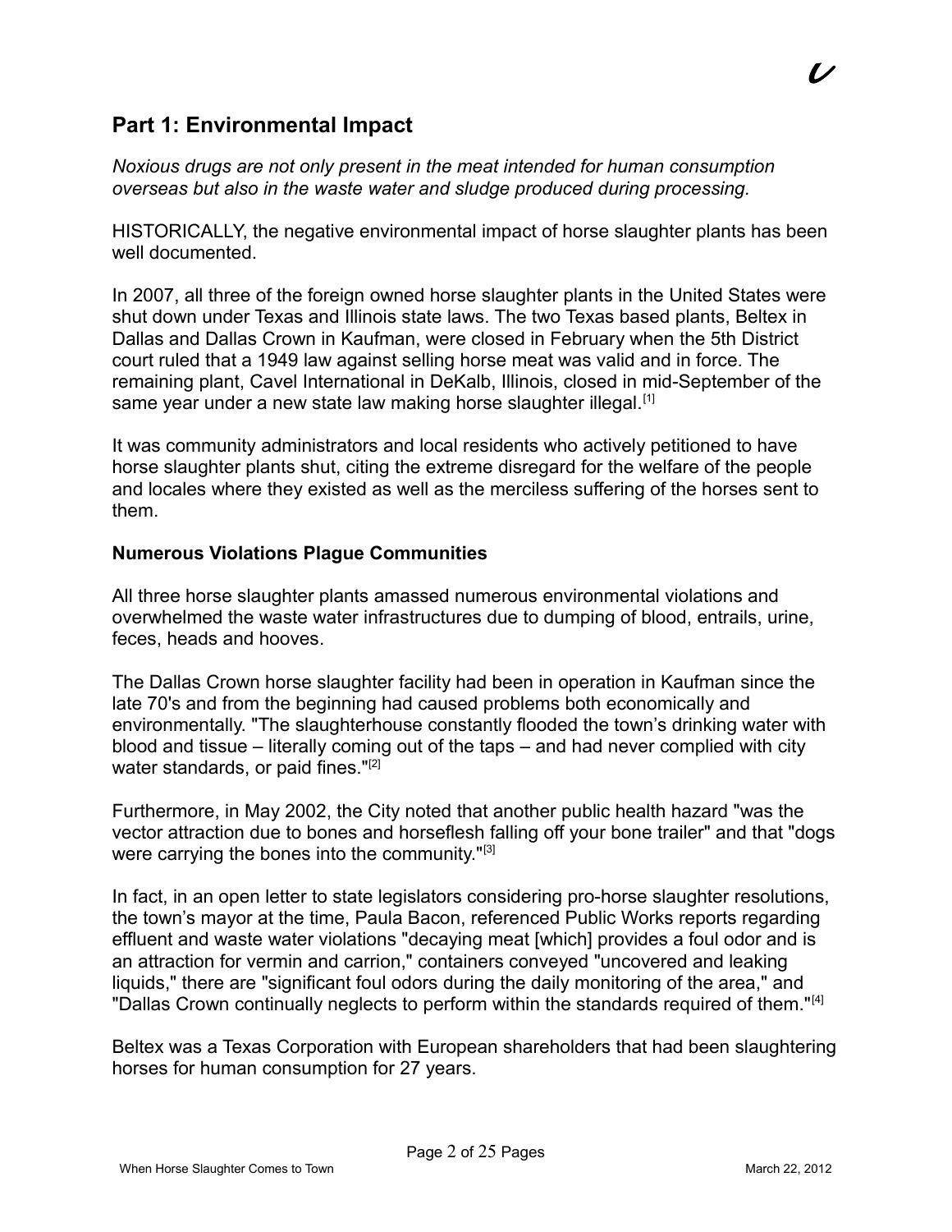## Part 1: Environmental Impact

*Noxious drugs are not only present in the meat intended for human consumption overseas but also in the waste water and sludge produced during processing.*

HISTORICALLY, the negative environmental impact of horse slaughter plants has been well documented.

In 2007, all three of the foreign owned horse slaughter plants in the United States were shut down under Texas and Illinois state laws. The two Texas based plants, Beltex in Dallas and Dallas Crown in Kaufman, were closed in February when the 5th District court ruled that a 1949 law against selling horse meat was valid and in force. The remaining plant, Cavel International in DeKalb, Illinois, closed in mid-September of the same year under a new state law making horse slaughter illegal.[1]

It was community administrators and local residents who actively petitioned to have horse slaughter plants shut, citing the extreme disregard for the welfare of the people and locales where they existed as well as the merciless suffering of the horses sent to them.

**Numerous Violations Plague Communities**

All three horse slaughter plants amassed numerous environmental violations and overwhelmed the waste water infrastructures due to dumping of blood, entrails, urine, feces, heads and hooves.

The Dallas Crown horse slaughter facility had been in operation in Kaufman since the late 70's and from the beginning had caused problems both economically and environmentally. "The slaughterhouse constantly flooded the town's drinking water with blood and tissue – literally coming out of the taps – and had never complied with city water standards, or paid fines."[2]

Furthermore, in May 2002, the City noted that another public health hazard "was the vector attraction due to bones and horseflesh falling off your bone trailer" and that "dogs were carrying the bones into the community."[3]

In fact, in an open letter to state legislators considering pro-horse slaughter resolutions, the town's mayor at the time, Paula Bacon, referenced Public Works reports regarding effluent and waste water violations "decaying meat [which] provides a foul odor and is an attraction for vermin and carrion," containers conveyed "uncovered and leaking liquids," there are "significant foul odors during the daily monitoring of the area," and "Dallas Crown continually neglects to perform within the standards required of them."[4]

Beltex was a Texas Corporation with European shareholders that had been slaughtering horses for human consumption for 27 years.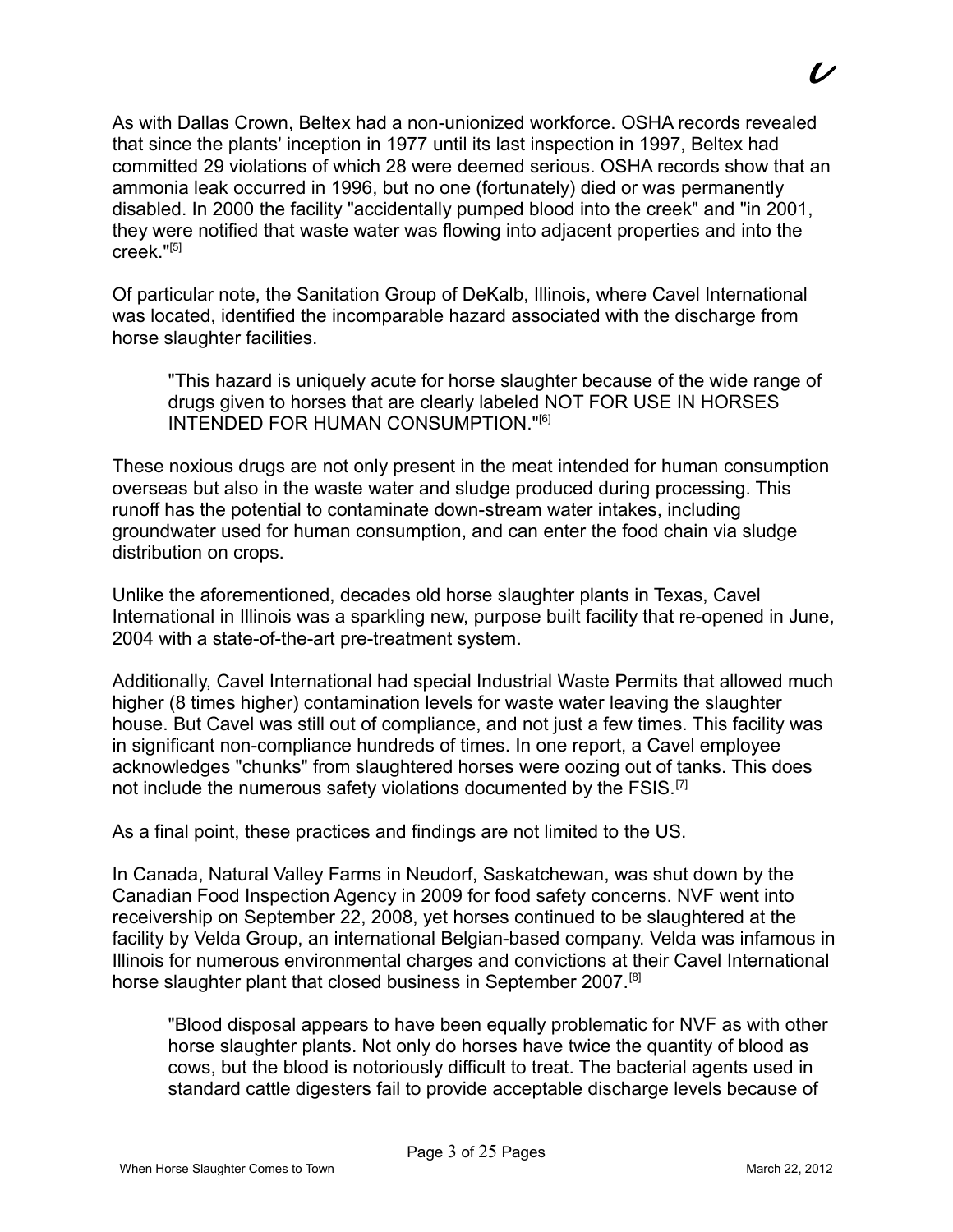As with Dallas Crown, Beltex had a non-unionized workforce. OSHA records revealed that since the plants' inception in 1977 until its last inspection in 1997, Beltex had committed 29 violations of which 28 were deemed serious. OSHA records show that an ammonia leak occurred in 1996, but no one (fortunately) died or was permanently disabled. In 2000 the facility "accidentally pumped blood into the creek" and "in 2001, they were notified that waste water was flowing into adjacent properties and into the creek."[5]

Of particular note, the Sanitation Group of DeKalb, Illinois, where Cavel International was located, identified the incomparable hazard associated with the discharge from horse slaughter facilities.

> "This hazard is uniquely acute for horse slaughter because of the wide range of drugs given to horses that are clearly labeled NOT FOR USE IN HORSES INTENDED FOR HUMAN CONSUMPTION."[6]

These noxious drugs are not only present in the meat intended for human consumption overseas but also in the waste water and sludge produced during processing. This runoff has the potential to contaminate down-stream water intakes, including groundwater used for human consumption, and can enter the food chain via sludge distribution on crops.

Unlike the aforementioned, decades old horse slaughter plants in Texas, Cavel International in Illinois was a sparkling new, purpose built facility that re-opened in June, 2004 with a state-of-the-art pre-treatment system.

Additionally, Cavel International had special Industrial Waste Permits that allowed much higher (8 times higher) contamination levels for waste water leaving the slaughter house. But Cavel was still out of compliance, and not just a few times. This facility was in significant non-compliance hundreds of times. In one report, a Cavel employee acknowledges "chunks" from slaughtered horses were oozing out of tanks. This does not include the numerous safety violations documented by the FSIS.[7]

As a final point, these practices and findings are not limited to the US.

In Canada, Natural Valley Farms in Neudorf, Saskatchewan, was shut down by the Canadian Food Inspection Agency in 2009 for food safety concerns. NVF went into receivership on September 22, 2008, yet horses continued to be slaughtered at the facility by Velda Group, an international Belgian-based company. Velda was infamous in Illinois for numerous environmental charges and convictions at their Cavel International horse slaughter plant that closed business in September 2007.[8]

> "Blood disposal appears to have been equally problematic for NVF as with other horse slaughter plants. Not only do horses have twice the quantity of blood as cows, but the blood is notoriously difficult to treat. The bacterial agents used in standard cattle digesters fail to provide acceptable discharge levels because of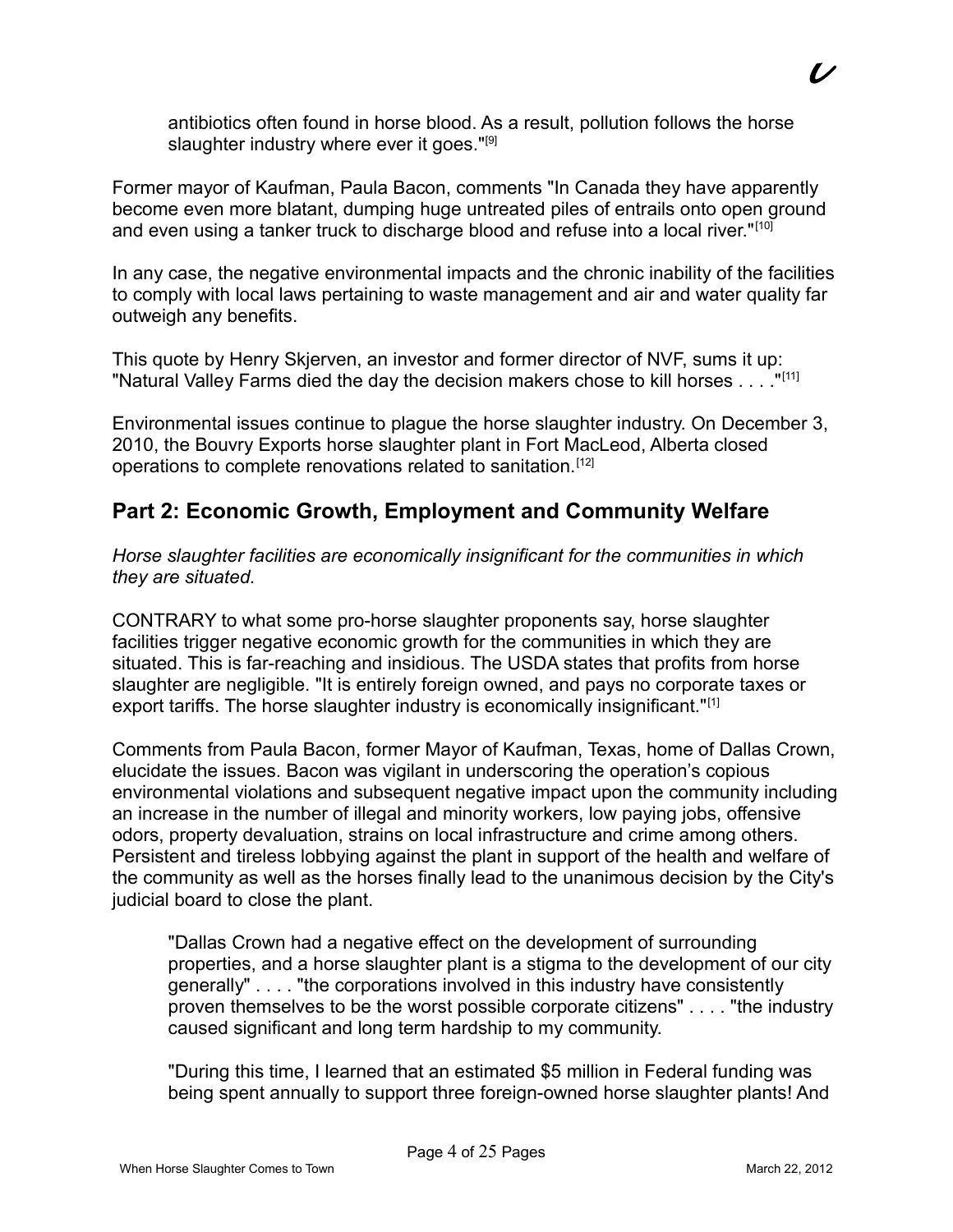> antibiotics often found in horse blood. As a result, pollution follows the horse slaughter industry where ever it goes."[9]

Former mayor of Kaufman, Paula Bacon, comments "In Canada they have apparently become even more blatant, dumping huge untreated piles of entrails onto open ground and even using a tanker truck to discharge blood and refuse into a local river."[10]

In any case, the negative environmental impacts and the chronic inability of the facilities to comply with local laws pertaining to waste management and air and water quality far outweigh any benefits.

This quote by Henry Skjerven, an investor and former director of NVF, sums it up: "Natural Valley Farms died the day the decision makers chose to kill horses . . . ."[11]

Environmental issues continue to plague the horse slaughter industry. On December 3, 2010, the Bouvry Exports horse slaughter plant in Fort MacLeod, Alberta closed operations to complete renovations related to sanitation.[12]

## Part 2: Economic Growth, Employment and Community Welfare

*Horse slaughter facilities are economically insignificant for the communities in which they are situated.*

CONTRARY to what some pro-horse slaughter proponents say, horse slaughter facilities trigger negative economic growth for the communities in which they are situated. This is far-reaching and insidious. The USDA states that profits from horse slaughter are negligible. "It is entirely foreign owned, and pays no corporate taxes or export tariffs. The horse slaughter industry is economically insignificant."[1]

Comments from Paula Bacon, former Mayor of Kaufman, Texas, home of Dallas Crown, elucidate the issues. Bacon was vigilant in underscoring the operation's copious environmental violations and subsequent negative impact upon the community including an increase in the number of illegal and minority workers, low paying jobs, offensive odors, property devaluation, strains on local infrastructure and crime among others. Persistent and tireless lobbying against the plant in support of the health and welfare of the community as well as the horses finally lead to the unanimous decision by the City's judicial board to close the plant.

> "Dallas Crown had a negative effect on the development of surrounding properties, and a horse slaughter plant is a stigma to the development of our city generally" . . . . "the corporations involved in this industry have consistently proven themselves to be the worst possible corporate citizens" . . . . "the industry caused significant and long term hardship to my community.
>
> "During this time, I learned that an estimated $5 million in Federal funding was being spent annually to support three foreign-owned horse slaughter plants! And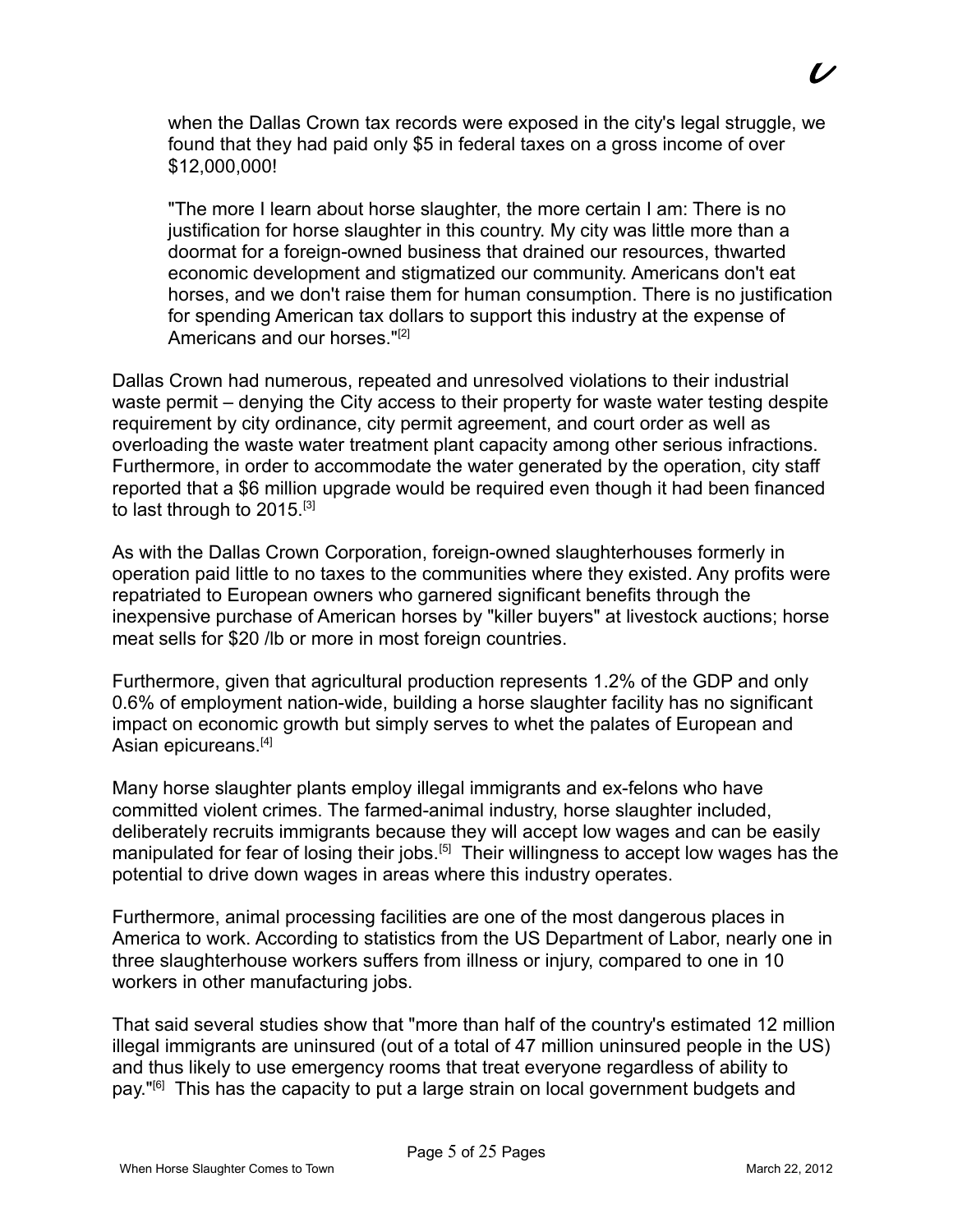> when the Dallas Crown tax records were exposed in the city's legal struggle, we found that they had paid only $5 in federal taxes on a gross income of over $12,000,000!
>
> "The more I learn about horse slaughter, the more certain I am: There is no justification for horse slaughter in this country. My city was little more than a doormat for a foreign-owned business that drained our resources, thwarted economic development and stigmatized our community. Americans don't eat horses, and we don't raise them for human consumption. There is no justification for spending American tax dollars to support this industry at the expense of Americans and our horses."[2]

Dallas Crown had numerous, repeated and unresolved violations to their industrial waste permit – denying the City access to their property for waste water testing despite requirement by city ordinance, city permit agreement, and court order as well as overloading the waste water treatment plant capacity among other serious infractions. Furthermore, in order to accommodate the water generated by the operation, city staff reported that a $6 million upgrade would be required even though it had been financed to last through to 2015.[3]

As with the Dallas Crown Corporation, foreign-owned slaughterhouses formerly in operation paid little to no taxes to the communities where they existed. Any profits were repatriated to European owners who garnered significant benefits through the inexpensive purchase of American horses by "killer buyers" at livestock auctions; horse meat sells for $20 /lb or more in most foreign countries.

Furthermore, given that agricultural production represents 1.2% of the GDP and only 0.6% of employment nation-wide, building a horse slaughter facility has no significant impact on economic growth but simply serves to whet the palates of European and Asian epicureans.[4]

Many horse slaughter plants employ illegal immigrants and ex-felons who have committed violent crimes. The farmed-animal industry, horse slaughter included, deliberately recruits immigrants because they will accept low wages and can be easily manipulated for fear of losing their jobs.[5] Their willingness to accept low wages has the potential to drive down wages in areas where this industry operates.

Furthermore, animal processing facilities are one of the most dangerous places in America to work. According to statistics from the US Department of Labor, nearly one in three slaughterhouse workers suffers from illness or injury, compared to one in 10 workers in other manufacturing jobs.

That said several studies show that "more than half of the country's estimated 12 million illegal immigrants are uninsured (out of a total of 47 million uninsured people in the US) and thus likely to use emergency rooms that treat everyone regardless of ability to pay."[6] This has the capacity to put a large strain on local government budgets and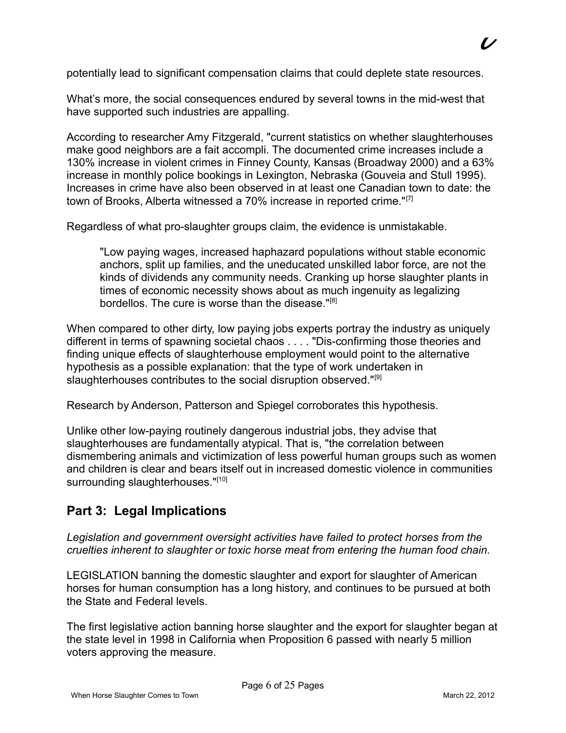potentially lead to significant compensation claims that could deplete state resources.

What's more, the social consequences endured by several towns in the mid-west that have supported such industries are appalling.

According to researcher Amy Fitzgerald, "current statistics on whether slaughterhouses make good neighbors are a fait accompli. The documented crime increases include a 130% increase in violent crimes in Finney County, Kansas (Broadway 2000) and a 63% increase in monthly police bookings in Lexington, Nebraska (Gouveia and Stull 1995). Increases in crime have also been observed in at least one Canadian town to date: the town of Brooks, Alberta witnessed a 70% increase in reported crime."[7]

Regardless of what pro-slaughter groups claim, the evidence is unmistakable.

> "Low paying wages, increased haphazard populations without stable economic anchors, split up families, and the uneducated unskilled labor force, are not the kinds of dividends any community needs. Cranking up horse slaughter plants in times of economic necessity shows about as much ingenuity as legalizing bordellos. The cure is worse than the disease."[8]

When compared to other dirty, low paying jobs experts portray the industry as uniquely different in terms of spawning societal chaos . . . . "Dis-confirming those theories and finding unique effects of slaughterhouse employment would point to the alternative hypothesis as a possible explanation: that the type of work undertaken in slaughterhouses contributes to the social disruption observed."[9]

Research by Anderson, Patterson and Spiegel corroborates this hypothesis.

Unlike other low-paying routinely dangerous industrial jobs, they advise that slaughterhouses are fundamentally atypical. That is, "the correlation between dismembering animals and victimization of less powerful human groups such as women and children is clear and bears itself out in increased domestic violence in communities surrounding slaughterhouses."[10]

## Part 3: Legal Implications

*Legislation and government oversight activities have failed to protect horses from the cruelties inherent to slaughter or toxic horse meat from entering the human food chain.*

LEGISLATION banning the domestic slaughter and export for slaughter of American horses for human consumption has a long history, and continues to be pursued at both the State and Federal levels.

The first legislative action banning horse slaughter and the export for slaughter began at the state level in 1998 in California when Proposition 6 passed with nearly 5 million voters approving the measure.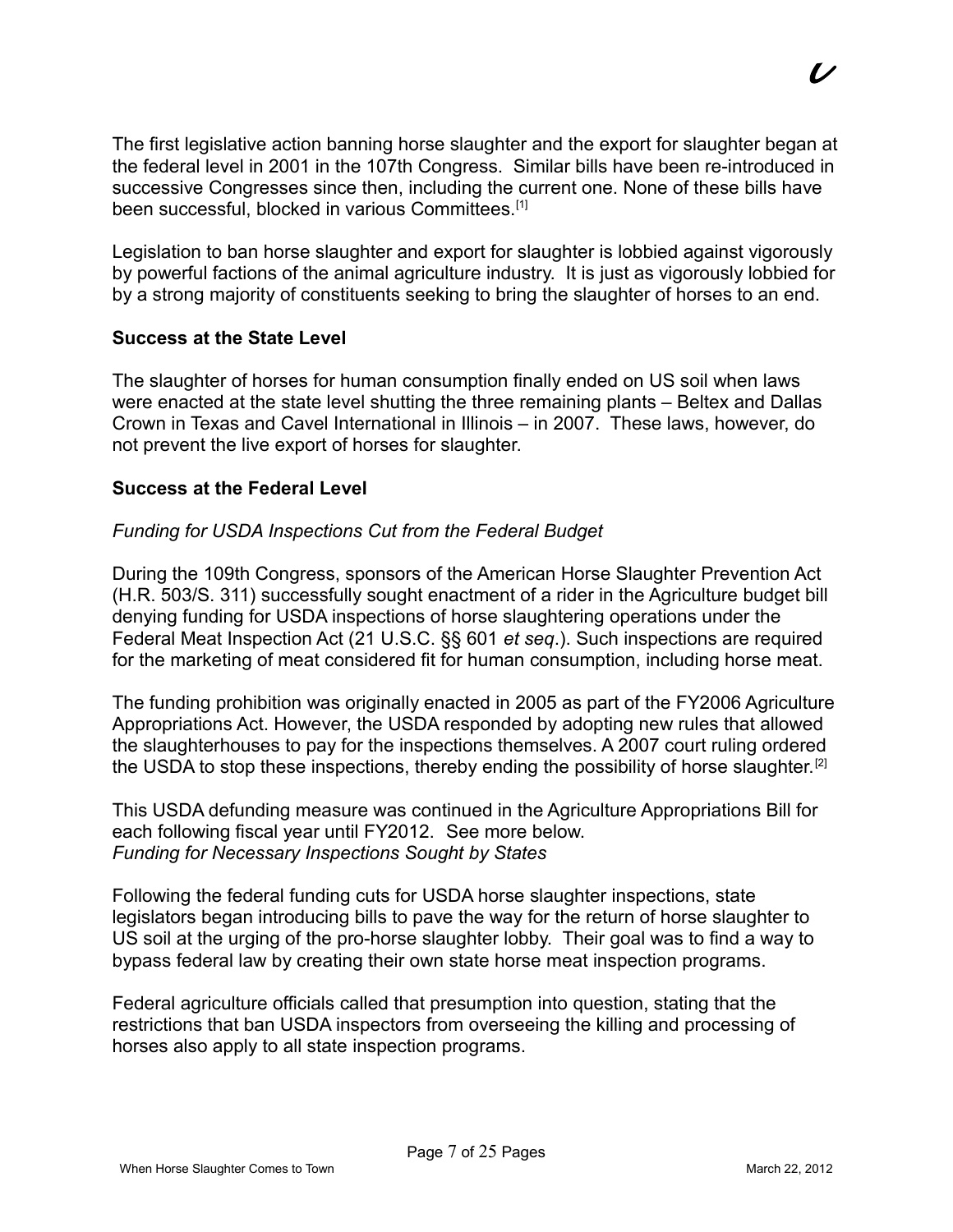The first legislative action banning horse slaughter and the export for slaughter began at the federal level in 2001 in the 107th Congress. Similar bills have been re-introduced in successive Congresses since then, including the current one. None of these bills have been successful, blocked in various Committees.[1]

Legislation to ban horse slaughter and export for slaughter is lobbied against vigorously by powerful factions of the animal agriculture industry. It is just as vigorously lobbied for by a strong majority of constituents seeking to bring the slaughter of horses to an end.

**Success at the State Level**

The slaughter of horses for human consumption finally ended on US soil when laws were enacted at the state level shutting the three remaining plants – Beltex and Dallas Crown in Texas and Cavel International in Illinois – in 2007. These laws, however, do not prevent the live export of horses for slaughter.

**Success at the Federal Level**

*Funding for USDA Inspections Cut from the Federal Budget*

During the 109th Congress, sponsors of the American Horse Slaughter Prevention Act (H.R. 503/S. 311) successfully sought enactment of a rider in the Agriculture budget bill denying funding for USDA inspections of horse slaughtering operations under the Federal Meat Inspection Act (21 U.S.C. §§ 601 *et seq*.). Such inspections are required for the marketing of meat considered fit for human consumption, including horse meat.

The funding prohibition was originally enacted in 2005 as part of the FY2006 Agriculture Appropriations Act. However, the USDA responded by adopting new rules that allowed the slaughterhouses to pay for the inspections themselves. A 2007 court ruling ordered the USDA to stop these inspections, thereby ending the possibility of horse slaughter.[2]

This USDA defunding measure was continued in the Agriculture Appropriations Bill for each following fiscal year until FY2012. See more below.

*Funding for Necessary Inspections Sought by States*

Following the federal funding cuts for USDA horse slaughter inspections, state legislators began introducing bills to pave the way for the return of horse slaughter to US soil at the urging of the pro-horse slaughter lobby. Their goal was to find a way to bypass federal law by creating their own state horse meat inspection programs.

Federal agriculture officials called that presumption into question, stating that the restrictions that ban USDA inspectors from overseeing the killing and processing of horses also apply to all state inspection programs.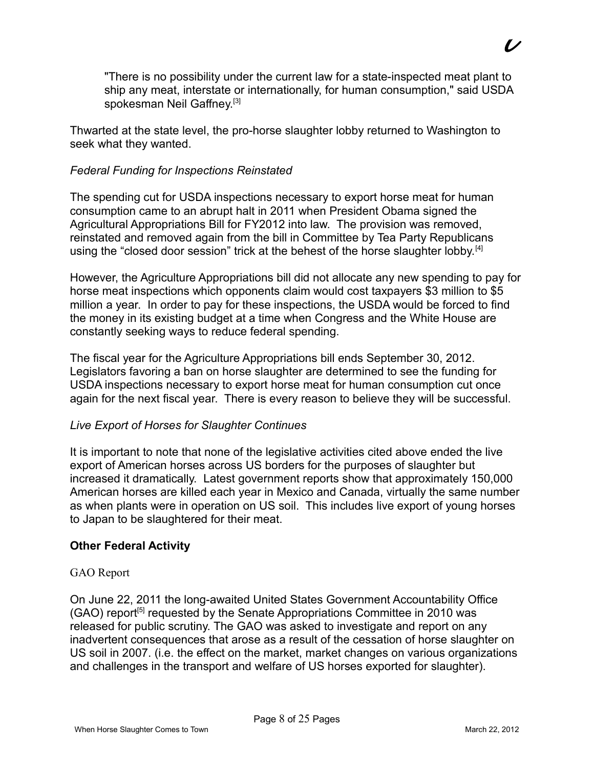> "There is no possibility under the current law for a state-inspected meat plant to ship any meat, interstate or internationally, for human consumption," said USDA spokesman Neil Gaffney.[3]

Thwarted at the state level, the pro-horse slaughter lobby returned to Washington to seek what they wanted.

*Federal Funding for Inspections Reinstated*

The spending cut for USDA inspections necessary to export horse meat for human consumption came to an abrupt halt in 2011 when President Obama signed the Agricultural Appropriations Bill for FY2012 into law. The provision was removed, reinstated and removed again from the bill in Committee by Tea Party Republicans using the "closed door session" trick at the behest of the horse slaughter lobby.[4]

However, the Agriculture Appropriations bill did not allocate any new spending to pay for horse meat inspections which opponents claim would cost taxpayers $3 million to $5 million a year. In order to pay for these inspections, the USDA would be forced to find the money in its existing budget at a time when Congress and the White House are constantly seeking ways to reduce federal spending.

The fiscal year for the Agriculture Appropriations bill ends September 30, 2012. Legislators favoring a ban on horse slaughter are determined to see the funding for USDA inspections necessary to export horse meat for human consumption cut once again for the next fiscal year. There is every reason to believe they will be successful.

*Live Export of Horses for Slaughter Continues*

It is important to note that none of the legislative activities cited above ended the live export of American horses across US borders for the purposes of slaughter but increased it dramatically. Latest government reports show that approximately 150,000 American horses are killed each year in Mexico and Canada, virtually the same number as when plants were in operation on US soil. This includes live export of young horses to Japan to be slaughtered for their meat.

**Other Federal Activity**

GAO Report

On June 22, 2011 the long-awaited United States Government Accountability Office (GAO) report[5] requested by the Senate Appropriations Committee in 2010 was released for public scrutiny. The GAO was asked to investigate and report on any inadvertent consequences that arose as a result of the cessation of horse slaughter on US soil in 2007. (i.e. the effect on the market, market changes on various organizations and challenges in the transport and welfare of US horses exported for slaughter).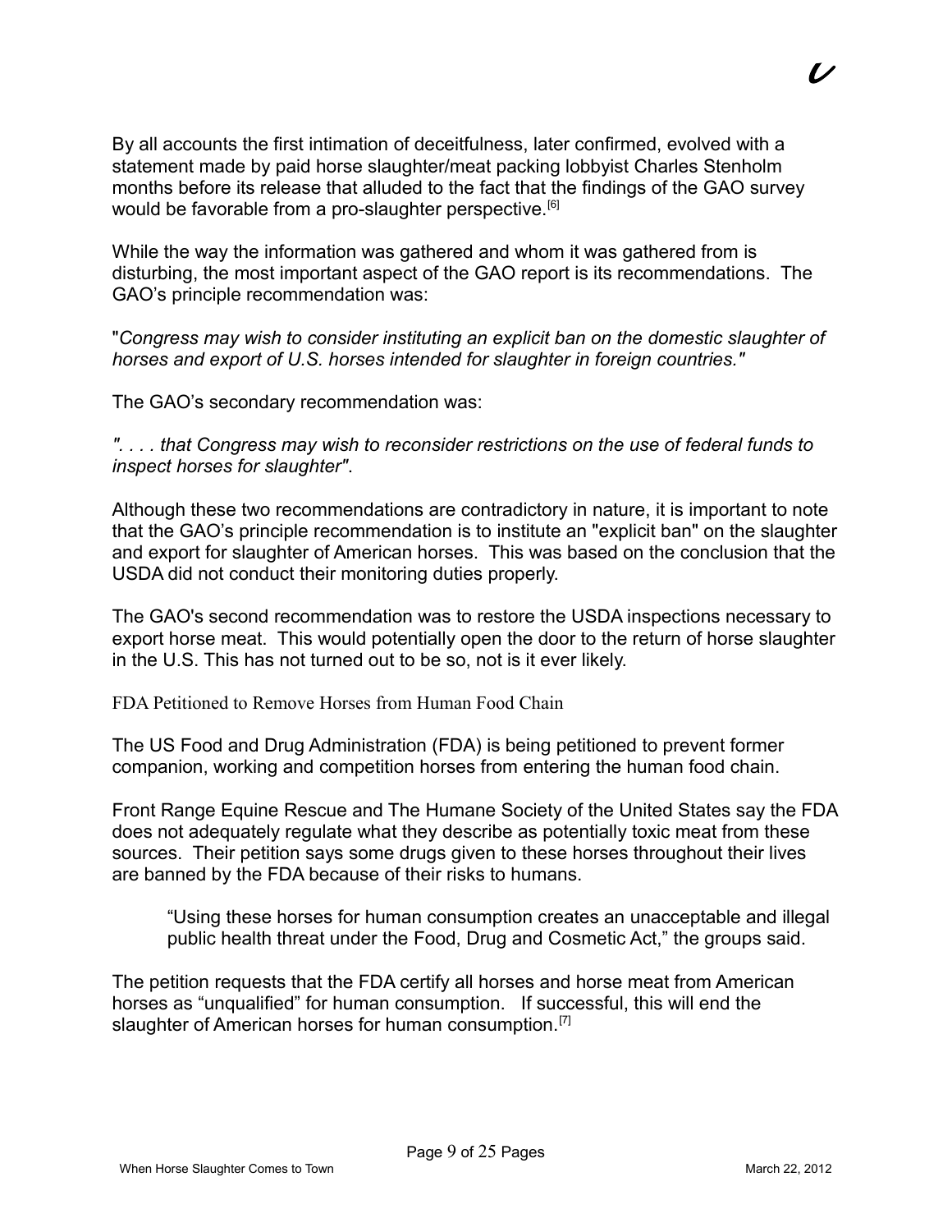By all accounts the first intimation of deceitfulness, later confirmed, evolved with a statement made by paid horse slaughter/meat packing lobbyist Charles Stenholm months before its release that alluded to the fact that the findings of the GAO survey would be favorable from a pro-slaughter perspective.[6]

While the way the information was gathered and whom it was gathered from is disturbing, the most important aspect of the GAO report is its recommendations. The GAO's principle recommendation was:

"*Congress may wish to consider instituting an explicit ban on the domestic slaughter of horses and export of U.S. horses intended for slaughter in foreign countries."*

The GAO's secondary recommendation was:

*". . . . that Congress may wish to reconsider restrictions on the use of federal funds to inspect horses for slaughter"*.

Although these two recommendations are contradictory in nature, it is important to note that the GAO's principle recommendation is to institute an "explicit ban" on the slaughter and export for slaughter of American horses. This was based on the conclusion that the USDA did not conduct their monitoring duties properly.

The GAO's second recommendation was to restore the USDA inspections necessary to export horse meat. This would potentially open the door to the return of horse slaughter in the U.S. This has not turned out to be so, not is it ever likely.

## FDA Petitioned to Remove Horses from Human Food Chain

The US Food and Drug Administration (FDA) is being petitioned to prevent former companion, working and competition horses from entering the human food chain.

Front Range Equine Rescue and The Humane Society of the United States say the FDA does not adequately regulate what they describe as potentially toxic meat from these sources. Their petition says some drugs given to these horses throughout their lives are banned by the FDA because of their risks to humans.

> "Using these horses for human consumption creates an unacceptable and illegal public health threat under the Food, Drug and Cosmetic Act," the groups said.

The petition requests that the FDA certify all horses and horse meat from American horses as "unqualified" for human consumption. If successful, this will end the slaughter of American horses for human consumption.[7]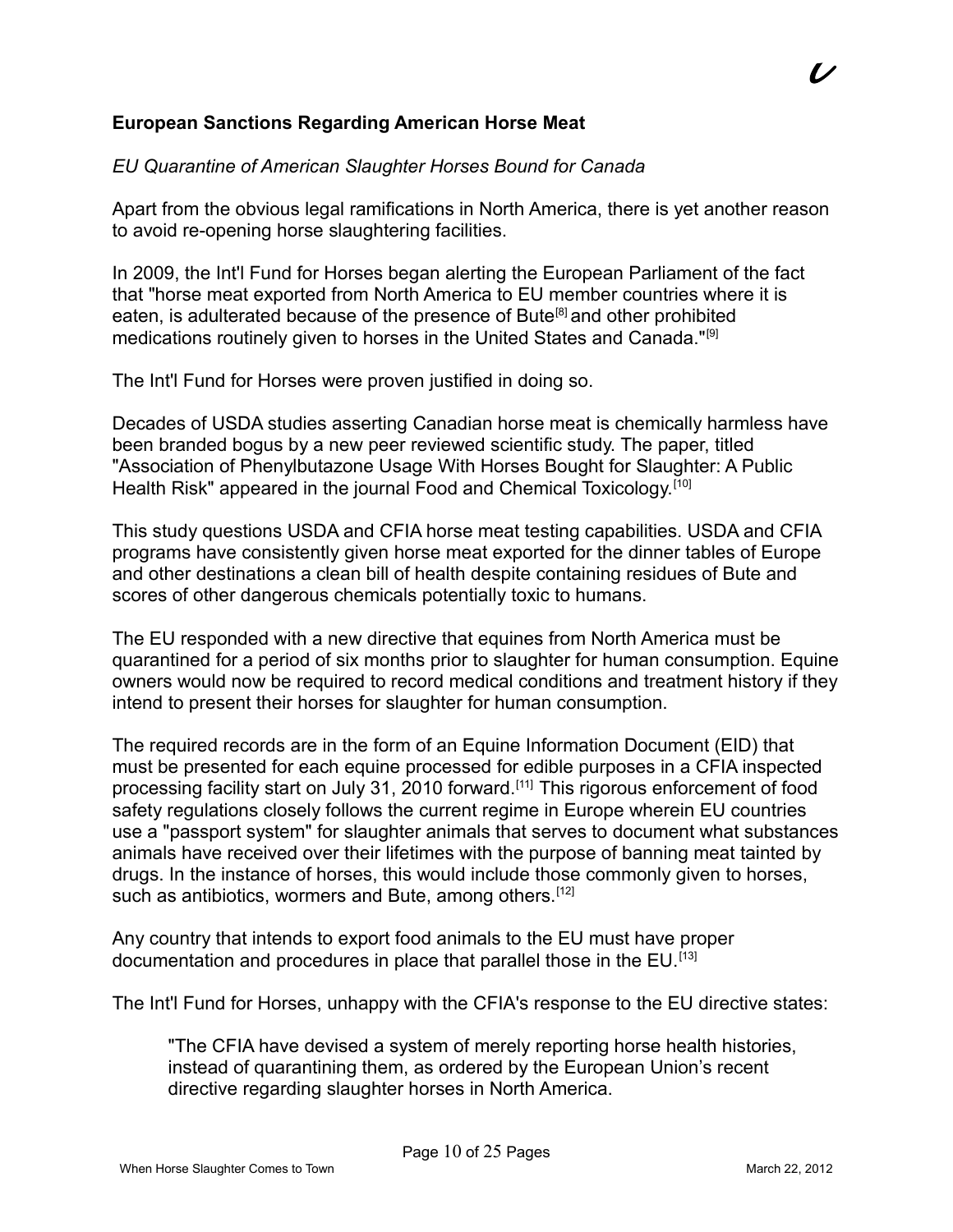### European Sanctions Regarding American Horse Meat

*EU Quarantine of American Slaughter Horses Bound for Canada*

Apart from the obvious legal ramifications in North America, there is yet another reason to avoid re-opening horse slaughtering facilities.

In 2009, the Int'l Fund for Horses began alerting the European Parliament of the fact that "horse meat exported from North America to EU member countries where it is eaten, is adulterated because of the presence of Bute[8] and other prohibited medications routinely given to horses in the United States and Canada."[9]

The Int'l Fund for Horses were proven justified in doing so.

Decades of USDA studies asserting Canadian horse meat is chemically harmless have been branded bogus by a new peer reviewed scientific study. The paper, titled "Association of Phenylbutazone Usage With Horses Bought for Slaughter: A Public Health Risk" appeared in the journal Food and Chemical Toxicology.[10]

This study questions USDA and CFIA horse meat testing capabilities. USDA and CFIA programs have consistently given horse meat exported for the dinner tables of Europe and other destinations a clean bill of health despite containing residues of Bute and scores of other dangerous chemicals potentially toxic to humans.

The EU responded with a new directive that equines from North America must be quarantined for a period of six months prior to slaughter for human consumption. Equine owners would now be required to record medical conditions and treatment history if they intend to present their horses for slaughter for human consumption.

The required records are in the form of an Equine Information Document (EID) that must be presented for each equine processed for edible purposes in a CFIA inspected processing facility start on July 31, 2010 forward.[11] This rigorous enforcement of food safety regulations closely follows the current regime in Europe wherein EU countries use a "passport system" for slaughter animals that serves to document what substances animals have received over their lifetimes with the purpose of banning meat tainted by drugs. In the instance of horses, this would include those commonly given to horses, such as antibiotics, wormers and Bute, among others.[12]

Any country that intends to export food animals to the EU must have proper documentation and procedures in place that parallel those in the EU.[13]

The Int'l Fund for Horses, unhappy with the CFIA's response to the EU directive states:

> "The CFIA have devised a system of merely reporting horse health histories, instead of quarantining them, as ordered by the European Union's recent directive regarding slaughter horses in North America.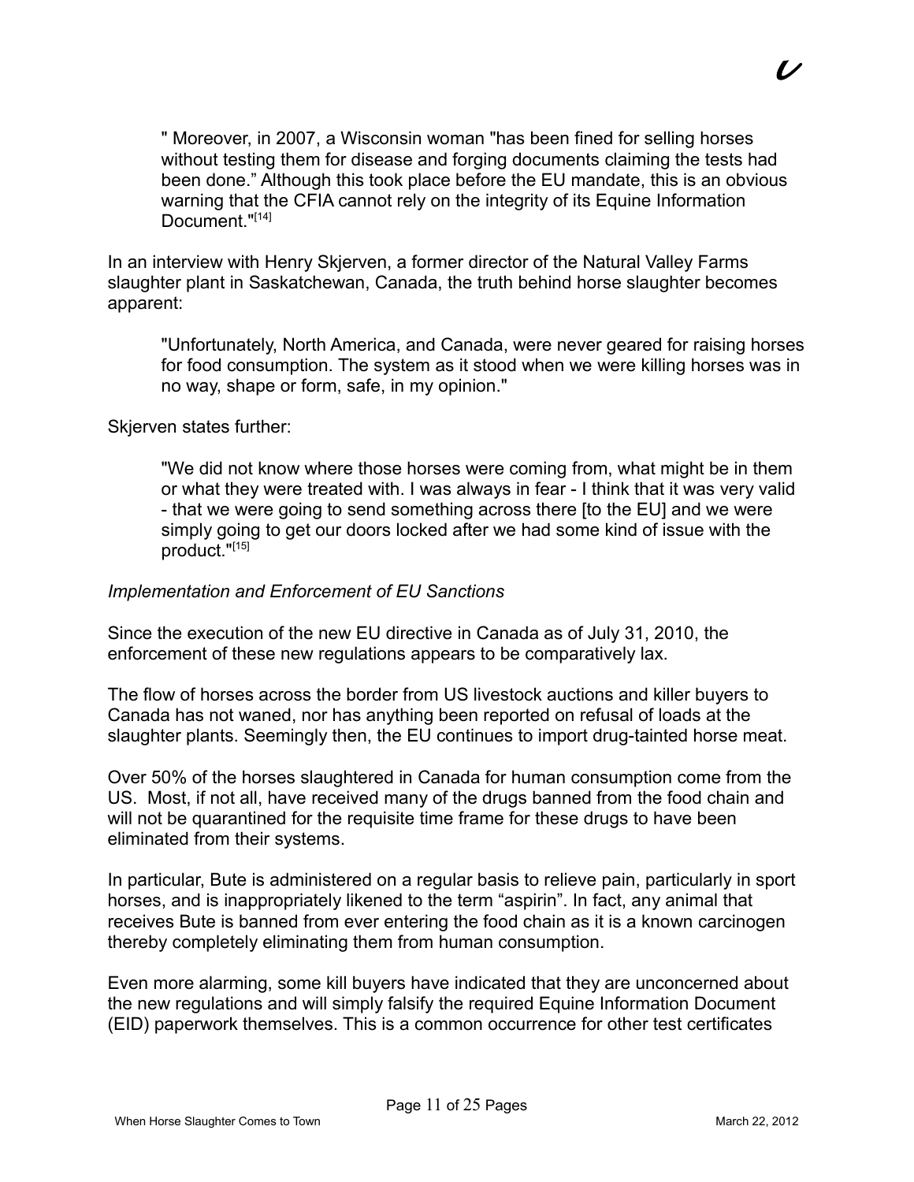> " Moreover, in 2007, a Wisconsin woman "has been fined for selling horses without testing them for disease and forging documents claiming the tests had been done." Although this took place before the EU mandate, this is an obvious warning that the CFIA cannot rely on the integrity of its Equine Information Document."[14]

In an interview with Henry Skjerven, a former director of the Natural Valley Farms slaughter plant in Saskatchewan, Canada, the truth behind horse slaughter becomes apparent:

> "Unfortunately, North America, and Canada, were never geared for raising horses for food consumption. The system as it stood when we were killing horses was in no way, shape or form, safe, in my opinion."

Skjerven states further:

> "We did not know where those horses were coming from, what might be in them or what they were treated with. I was always in fear - I think that it was very valid - that we were going to send something across there [to the EU] and we were simply going to get our doors locked after we had some kind of issue with the product."[15]

*Implementation and Enforcement of EU Sanctions*

Since the execution of the new EU directive in Canada as of July 31, 2010, the enforcement of these new regulations appears to be comparatively lax.

The flow of horses across the border from US livestock auctions and killer buyers to Canada has not waned, nor has anything been reported on refusal of loads at the slaughter plants. Seemingly then, the EU continues to import drug-tainted horse meat.

Over 50% of the horses slaughtered in Canada for human consumption come from the US. Most, if not all, have received many of the drugs banned from the food chain and will not be quarantined for the requisite time frame for these drugs to have been eliminated from their systems.

In particular, Bute is administered on a regular basis to relieve pain, particularly in sport horses, and is inappropriately likened to the term "aspirin". In fact, any animal that receives Bute is banned from ever entering the food chain as it is a known carcinogen thereby completely eliminating them from human consumption.

Even more alarming, some kill buyers have indicated that they are unconcerned about the new regulations and will simply falsify the required Equine Information Document (EID) paperwork themselves. This is a common occurrence for other test certificates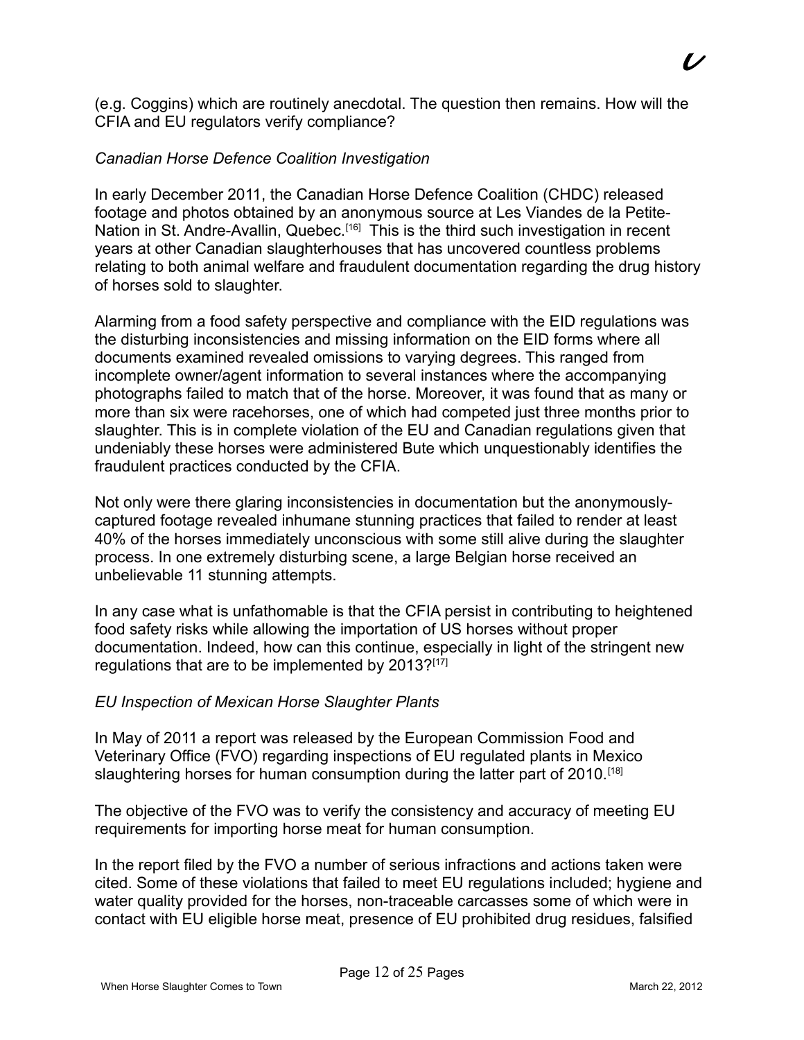(e.g. Coggins) which are routinely anecdotal. The question then remains. How will the CFIA and EU regulators verify compliance?

*Canadian Horse Defence Coalition Investigation*

In early December 2011, the Canadian Horse Defence Coalition (CHDC) released footage and photos obtained by an anonymous source at Les Viandes de la Petite-Nation in St. Andre-Avallin, Quebec.[16] This is the third such investigation in recent years at other Canadian slaughterhouses that has uncovered countless problems relating to both animal welfare and fraudulent documentation regarding the drug history of horses sold to slaughter.

Alarming from a food safety perspective and compliance with the EID regulations was the disturbing inconsistencies and missing information on the EID forms where all documents examined revealed omissions to varying degrees. This ranged from incomplete owner/agent information to several instances where the accompanying photographs failed to match that of the horse. Moreover, it was found that as many or more than six were racehorses, one of which had competed just three months prior to slaughter. This is in complete violation of the EU and Canadian regulations given that undeniably these horses were administered Bute which unquestionably identifies the fraudulent practices conducted by the CFIA.

Not only were there glaring inconsistencies in documentation but the anonymously-captured footage revealed inhumane stunning practices that failed to render at least 40% of the horses immediately unconscious with some still alive during the slaughter process. In one extremely disturbing scene, a large Belgian horse received an unbelievable 11 stunning attempts.

In any case what is unfathomable is that the CFIA persist in contributing to heightened food safety risks while allowing the importation of US horses without proper documentation. Indeed, how can this continue, especially in light of the stringent new regulations that are to be implemented by 2013?[17]

*EU Inspection of Mexican Horse Slaughter Plants*

In May of 2011 a report was released by the European Commission Food and Veterinary Office (FVO) regarding inspections of EU regulated plants in Mexico slaughtering horses for human consumption during the latter part of 2010.[18]

The objective of the FVO was to verify the consistency and accuracy of meeting EU requirements for importing horse meat for human consumption.

In the report filed by the FVO a number of serious infractions and actions taken were cited. Some of these violations that failed to meet EU regulations included; hygiene and water quality provided for the horses, non-traceable carcasses some of which were in contact with EU eligible horse meat, presence of EU prohibited drug residues, falsified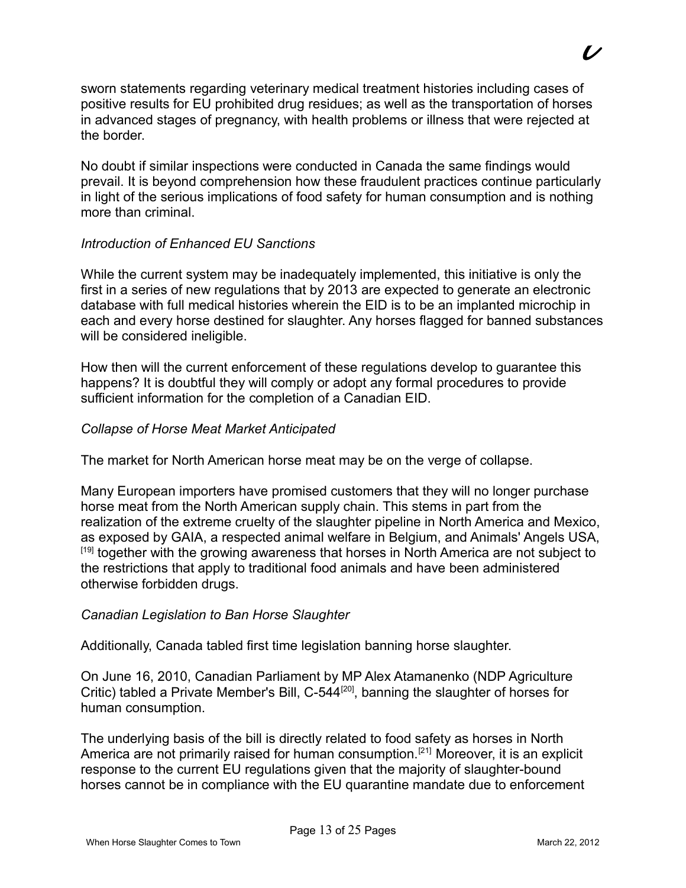sworn statements regarding veterinary medical treatment histories including cases of positive results for EU prohibited drug residues; as well as the transportation of horses in advanced stages of pregnancy, with health problems or illness that were rejected at the border.

No doubt if similar inspections were conducted in Canada the same findings would prevail. It is beyond comprehension how these fraudulent practices continue particularly in light of the serious implications of food safety for human consumption and is nothing more than criminal.

*Introduction of Enhanced EU Sanctions*

While the current system may be inadequately implemented, this initiative is only the first in a series of new regulations that by 2013 are expected to generate an electronic database with full medical histories wherein the EID is to be an implanted microchip in each and every horse destined for slaughter. Any horses flagged for banned substances will be considered ineligible.

How then will the current enforcement of these regulations develop to guarantee this happens? It is doubtful they will comply or adopt any formal procedures to provide sufficient information for the completion of a Canadian EID.

*Collapse of Horse Meat Market Anticipated*

The market for North American horse meat may be on the verge of collapse.

Many European importers have promised customers that they will no longer purchase horse meat from the North American supply chain. This stems in part from the realization of the extreme cruelty of the slaughter pipeline in North America and Mexico, as exposed by GAIA, a respected animal welfare in Belgium, and Animals' Angels USA, [19] together with the growing awareness that horses in North America are not subject to the restrictions that apply to traditional food animals and have been administered otherwise forbidden drugs.

*Canadian Legislation to Ban Horse Slaughter*

Additionally, Canada tabled first time legislation banning horse slaughter.

On June 16, 2010, Canadian Parliament by MP Alex Atamanenko (NDP Agriculture Critic) tabled a Private Member's Bill, C-544[20], banning the slaughter of horses for human consumption.

The underlying basis of the bill is directly related to food safety as horses in North America are not primarily raised for human consumption.[21] Moreover, it is an explicit response to the current EU regulations given that the majority of slaughter-bound horses cannot be in compliance with the EU quarantine mandate due to enforcement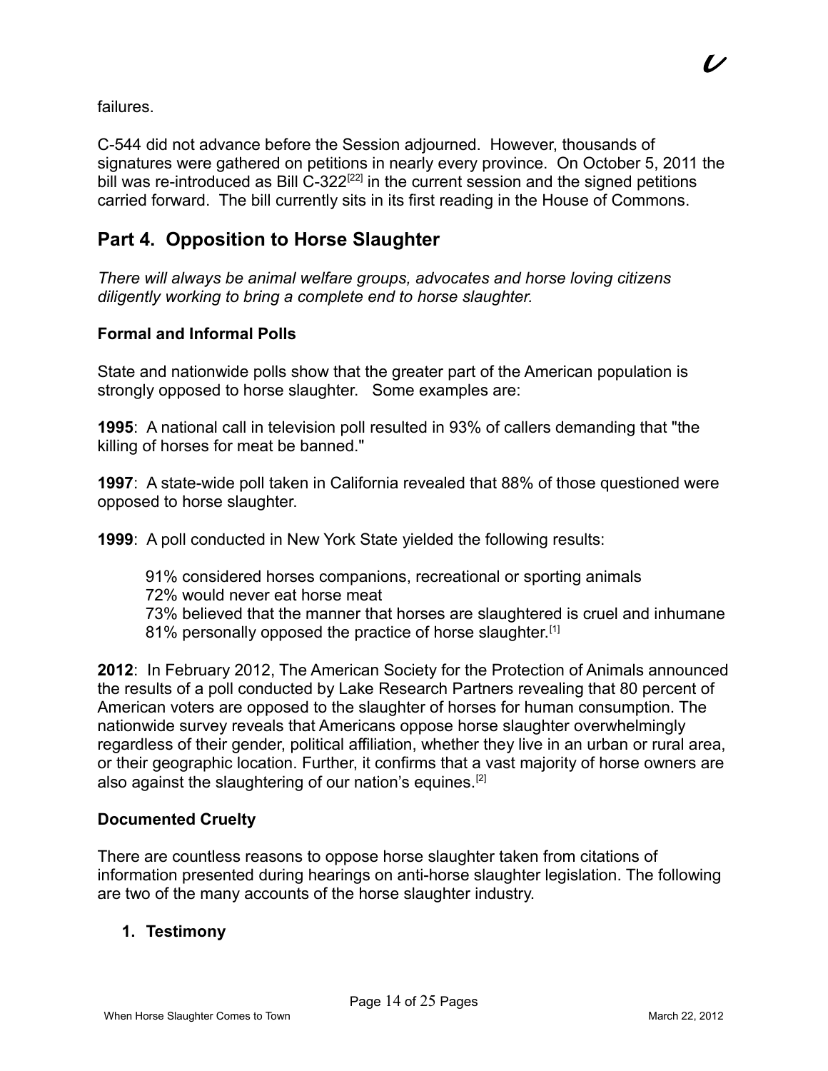failures.

C-544 did not advance before the Session adjourned. However, thousands of signatures were gathered on petitions in nearly every province. On October 5, 2011 the bill was re-introduced as Bill C-322[22] in the current session and the signed petitions carried forward. The bill currently sits in its first reading in the House of Commons.

## Part 4. Opposition to Horse Slaughter

*There will always be animal welfare groups, advocates and horse loving citizens diligently working to bring a complete end to horse slaughter.*

### Formal and Informal Polls

State and nationwide polls show that the greater part of the American population is strongly opposed to horse slaughter. Some examples are:

**1995**: A national call in television poll resulted in 93% of callers demanding that "the killing of horses for meat be banned."

**1997**: A state-wide poll taken in California revealed that 88% of those questioned were opposed to horse slaughter.

**1999**: A poll conducted in New York State yielded the following results:

> 91% considered horses companions, recreational or sporting animals
> 72% would never eat horse meat
> 73% believed that the manner that horses are slaughtered is cruel and inhumane
> 81% personally opposed the practice of horse slaughter.[1]

**2012**: In February 2012, The American Society for the Protection of Animals announced the results of a poll conducted by Lake Research Partners revealing that 80 percent of American voters are opposed to the slaughter of horses for human consumption. The nationwide survey reveals that Americans oppose horse slaughter overwhelmingly regardless of their gender, political affiliation, whether they live in an urban or rural area, or their geographic location. Further, it confirms that a vast majority of horse owners are also against the slaughtering of our nation's equines.[2]

### Documented Cruelty

There are countless reasons to oppose horse slaughter taken from citations of information presented during hearings on anti-horse slaughter legislation. The following are two of the many accounts of the horse slaughter industry.

1. **Testimony**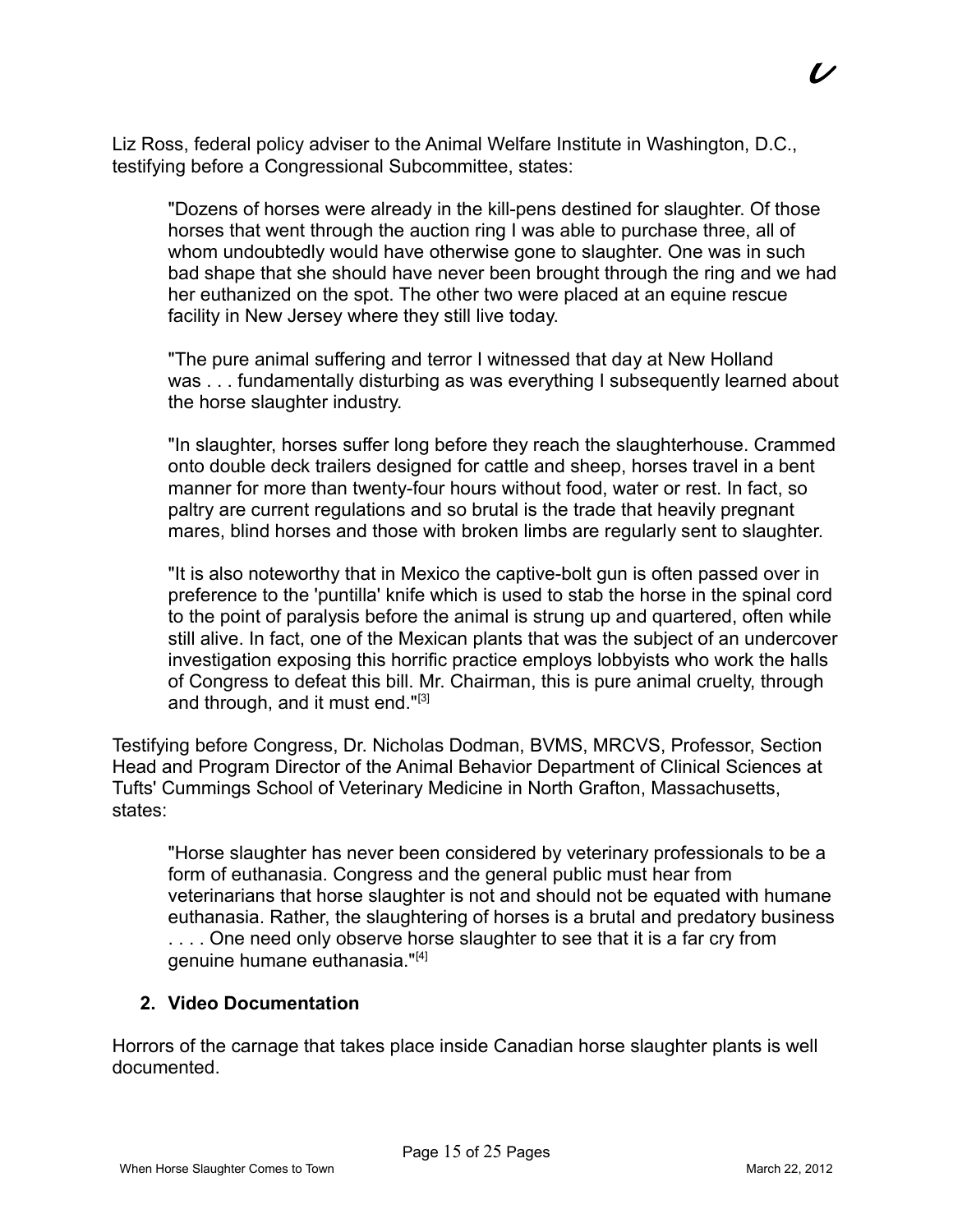Liz Ross, federal policy adviser to the Animal Welfare Institute in Washington, D.C., testifying before a Congressional Subcommittee, states:

> "Dozens of horses were already in the kill-pens destined for slaughter. Of those horses that went through the auction ring I was able to purchase three, all of whom undoubtedly would have otherwise gone to slaughter. One was in such bad shape that she should have never been brought through the ring and we had her euthanized on the spot. The other two were placed at an equine rescue facility in New Jersey where they still live today.
>
> "The pure animal suffering and terror I witnessed that day at New Holland was . . . fundamentally disturbing as was everything I subsequently learned about the horse slaughter industry.
>
> "In slaughter, horses suffer long before they reach the slaughterhouse. Crammed onto double deck trailers designed for cattle and sheep, horses travel in a bent manner for more than twenty-four hours without food, water or rest. In fact, so paltry are current regulations and so brutal is the trade that heavily pregnant mares, blind horses and those with broken limbs are regularly sent to slaughter.
>
> "It is also noteworthy that in Mexico the captive-bolt gun is often passed over in preference to the 'puntilla' knife which is used to stab the horse in the spinal cord to the point of paralysis before the animal is strung up and quartered, often while still alive. In fact, one of the Mexican plants that was the subject of an undercover investigation exposing this horrific practice employs lobbyists who work the halls of Congress to defeat this bill. Mr. Chairman, this is pure animal cruelty, through and through, and it must end."[3]

Testifying before Congress, Dr. Nicholas Dodman, BVMS, MRCVS, Professor, Section Head and Program Director of the Animal Behavior Department of Clinical Sciences at Tufts' Cummings School of Veterinary Medicine in North Grafton, Massachusetts, states:

> "Horse slaughter has never been considered by veterinary professionals to be a form of euthanasia. Congress and the general public must hear from veterinarians that horse slaughter is not and should not be equated with humane euthanasia. Rather, the slaughtering of horses is a brutal and predatory business . . . . One need only observe horse slaughter to see that it is a far cry from genuine humane euthanasia."[4]

## 2. Video Documentation

Horrors of the carnage that takes place inside Canadian horse slaughter plants is well documented.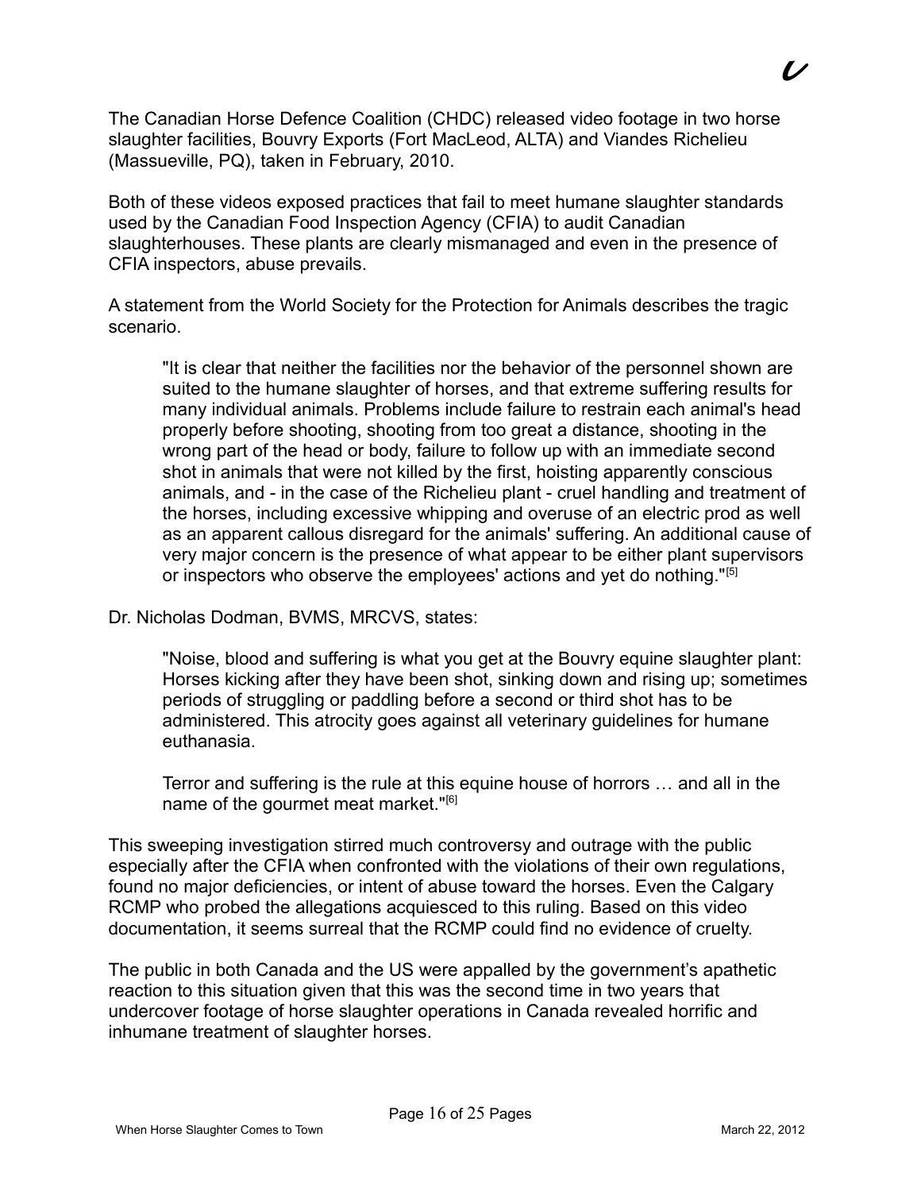The Canadian Horse Defence Coalition (CHDC) released video footage in two horse slaughter facilities, Bouvry Exports (Fort MacLeod, ALTA) and Viandes Richelieu (Massueville, PQ), taken in February, 2010.

Both of these videos exposed practices that fail to meet humane slaughter standards used by the Canadian Food Inspection Agency (CFIA) to audit Canadian slaughterhouses. These plants are clearly mismanaged and even in the presence of CFIA inspectors, abuse prevails.

A statement from the World Society for the Protection for Animals describes the tragic scenario.

> "It is clear that neither the facilities nor the behavior of the personnel shown are suited to the humane slaughter of horses, and that extreme suffering results for many individual animals. Problems include failure to restrain each animal's head properly before shooting, shooting from too great a distance, shooting in the wrong part of the head or body, failure to follow up with an immediate second shot in animals that were not killed by the first, hoisting apparently conscious animals, and - in the case of the Richelieu plant - cruel handling and treatment of the horses, including excessive whipping and overuse of an electric prod as well as an apparent callous disregard for the animals' suffering. An additional cause of very major concern is the presence of what appear to be either plant supervisors or inspectors who observe the employees' actions and yet do nothing."[5]

Dr. Nicholas Dodman, BVMS, MRCVS, states:

> "Noise, blood and suffering is what you get at the Bouvry equine slaughter plant: Horses kicking after they have been shot, sinking down and rising up; sometimes periods of struggling or paddling before a second or third shot has to be administered. This atrocity goes against all veterinary guidelines for humane euthanasia.
>
> Terror and suffering is the rule at this equine house of horrors … and all in the name of the gourmet meat market."[6]

This sweeping investigation stirred much controversy and outrage with the public especially after the CFIA when confronted with the violations of their own regulations, found no major deficiencies, or intent of abuse toward the horses. Even the Calgary RCMP who probed the allegations acquiesced to this ruling. Based on this video documentation, it seems surreal that the RCMP could find no evidence of cruelty.

The public in both Canada and the US were appalled by the government's apathetic reaction to this situation given that this was the second time in two years that undercover footage of horse slaughter operations in Canada revealed horrific and inhumane treatment of slaughter horses.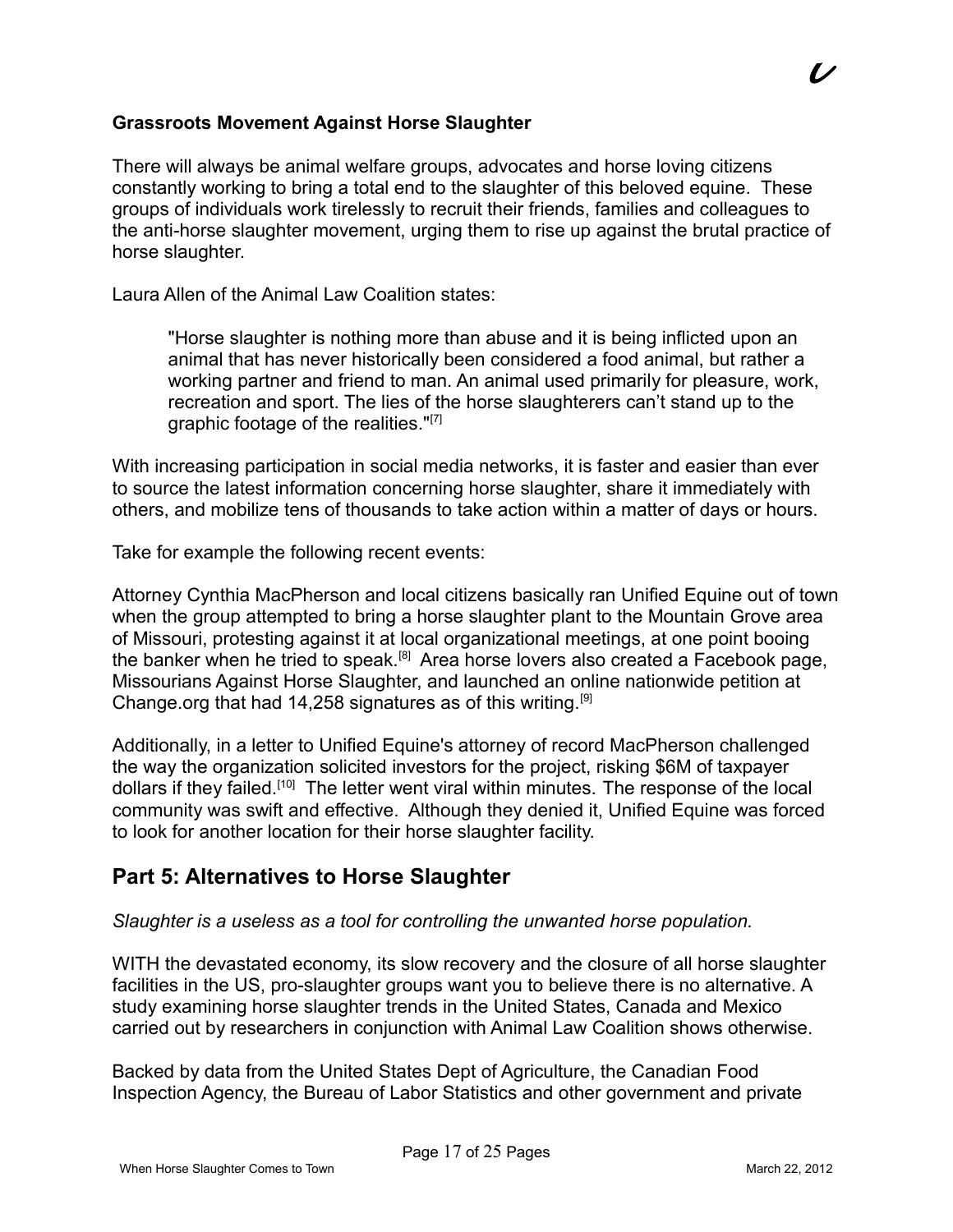**Grassroots Movement Against Horse Slaughter**

There will always be animal welfare groups, advocates and horse loving citizens constantly working to bring a total end to the slaughter of this beloved equine. These groups of individuals work tirelessly to recruit their friends, families and colleagues to the anti-horse slaughter movement, urging them to rise up against the brutal practice of horse slaughter.

Laura Allen of the Animal Law Coalition states:

> "Horse slaughter is nothing more than abuse and it is being inflicted upon an animal that has never historically been considered a food animal, but rather a working partner and friend to man. An animal used primarily for pleasure, work, recreation and sport. The lies of the horse slaughterers can't stand up to the graphic footage of the realities."[7]

With increasing participation in social media networks, it is faster and easier than ever to source the latest information concerning horse slaughter, share it immediately with others, and mobilize tens of thousands to take action within a matter of days or hours.

Take for example the following recent events:

Attorney Cynthia MacPherson and local citizens basically ran Unified Equine out of town when the group attempted to bring a horse slaughter plant to the Mountain Grove area of Missouri, protesting against it at local organizational meetings, at one point booing the banker when he tried to speak.[8] Area horse lovers also created a Facebook page, Missourians Against Horse Slaughter, and launched an online nationwide petition at Change.org that had 14,258 signatures as of this writing.[9]

Additionally, in a letter to Unified Equine's attorney of record MacPherson challenged the way the organization solicited investors for the project, risking $6M of taxpayer dollars if they failed.[10] The letter went viral within minutes. The response of the local community was swift and effective. Although they denied it, Unified Equine was forced to look for another location for their horse slaughter facility.

## Part 5: Alternatives to Horse Slaughter

*Slaughter is a useless as a tool for controlling the unwanted horse population.*

WITH the devastated economy, its slow recovery and the closure of all horse slaughter facilities in the US, pro-slaughter groups want you to believe there is no alternative. A study examining horse slaughter trends in the United States, Canada and Mexico carried out by researchers in conjunction with Animal Law Coalition shows otherwise.

Backed by data from the United States Dept of Agriculture, the Canadian Food Inspection Agency, the Bureau of Labor Statistics and other government and private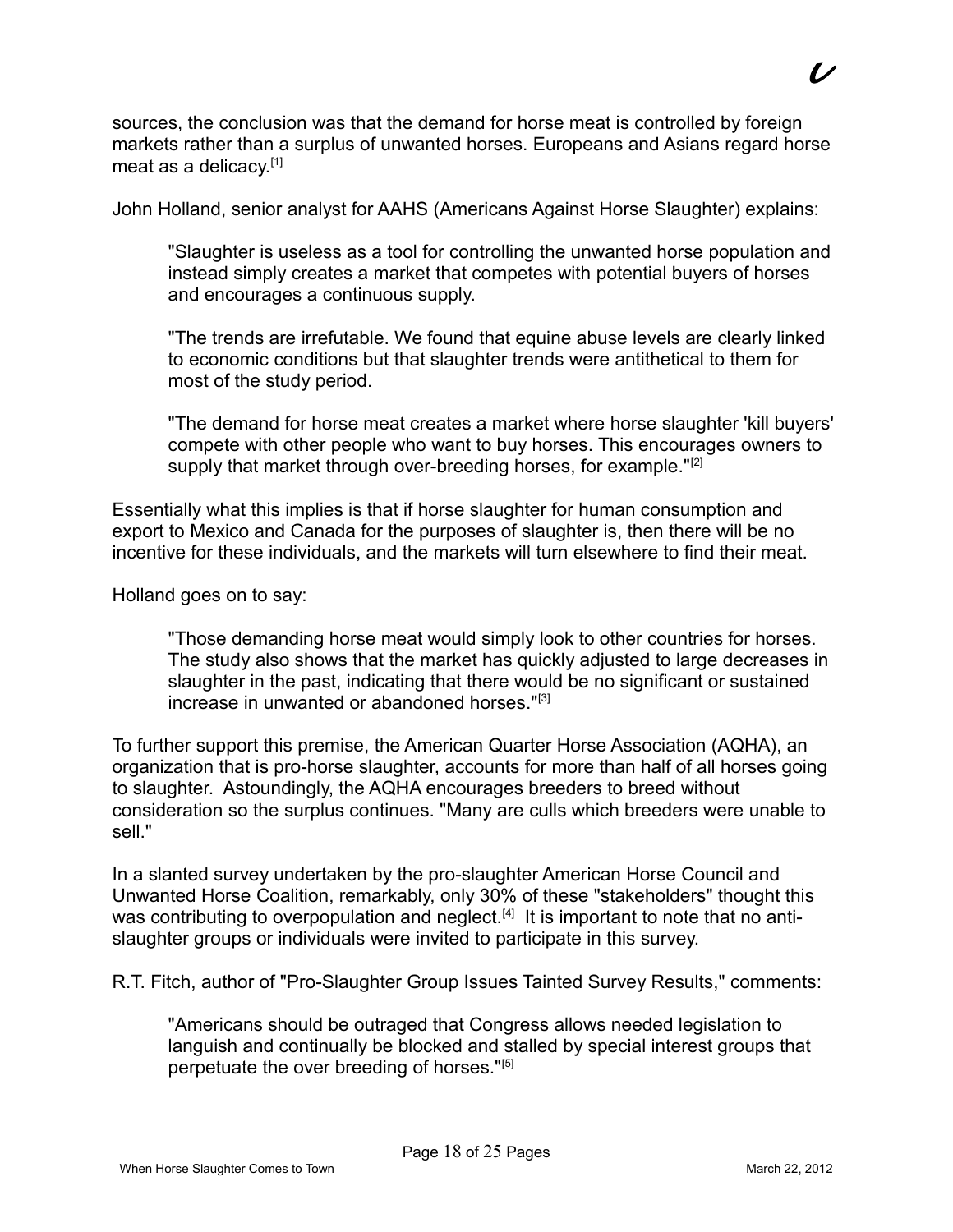sources, the conclusion was that the demand for horse meat is controlled by foreign markets rather than a surplus of unwanted horses. Europeans and Asians regard horse meat as a delicacy.[1]

John Holland, senior analyst for AAHS (Americans Against Horse Slaughter) explains:

> "Slaughter is useless as a tool for controlling the unwanted horse population and instead simply creates a market that competes with potential buyers of horses and encourages a continuous supply.
>
> "The trends are irrefutable. We found that equine abuse levels are clearly linked to economic conditions but that slaughter trends were antithetical to them for most of the study period.
>
> "The demand for horse meat creates a market where horse slaughter 'kill buyers' compete with other people who want to buy horses. This encourages owners to supply that market through over-breeding horses, for example."[2]

Essentially what this implies is that if horse slaughter for human consumption and export to Mexico and Canada for the purposes of slaughter is, then there will be no incentive for these individuals, and the markets will turn elsewhere to find their meat.

Holland goes on to say:

> "Those demanding horse meat would simply look to other countries for horses. The study also shows that the market has quickly adjusted to large decreases in slaughter in the past, indicating that there would be no significant or sustained increase in unwanted or abandoned horses."[3]

To further support this premise, the American Quarter Horse Association (AQHA), an organization that is pro-horse slaughter, accounts for more than half of all horses going to slaughter. Astoundingly, the AQHA encourages breeders to breed without consideration so the surplus continues. "Many are culls which breeders were unable to sell."

In a slanted survey undertaken by the pro-slaughter American Horse Council and Unwanted Horse Coalition, remarkably, only 30% of these "stakeholders" thought this was contributing to overpopulation and neglect.[4] It is important to note that no anti-slaughter groups or individuals were invited to participate in this survey.

R.T. Fitch, author of "Pro-Slaughter Group Issues Tainted Survey Results," comments:

> "Americans should be outraged that Congress allows needed legislation to languish and continually be blocked and stalled by special interest groups that perpetuate the over breeding of horses."[5]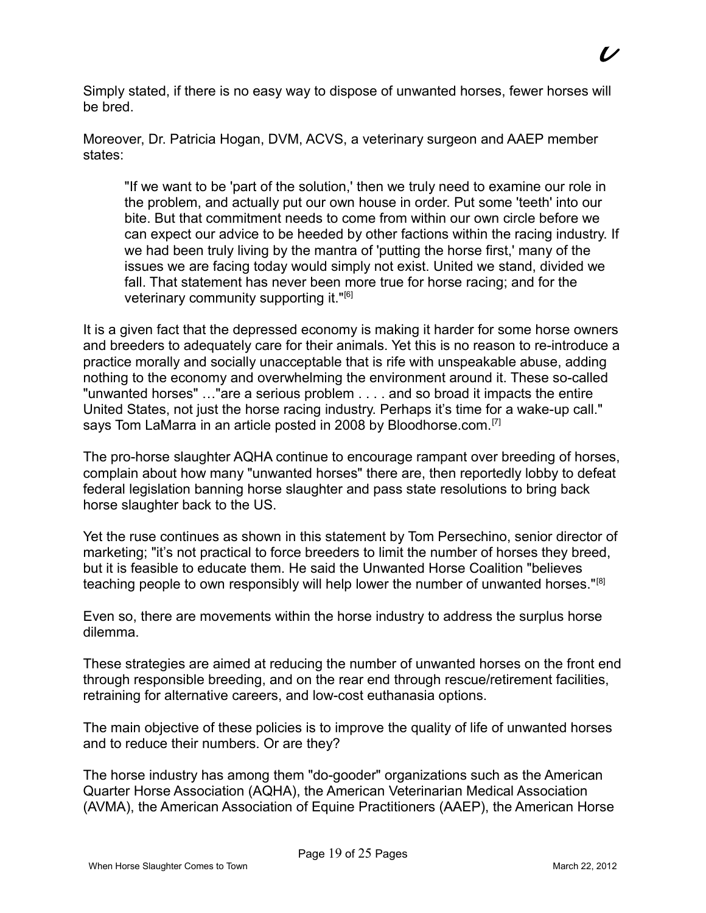Simply stated, if there is no easy way to dispose of unwanted horses, fewer horses will be bred.

Moreover, Dr. Patricia Hogan, DVM, ACVS, a veterinary surgeon and AAEP member states:

> "If we want to be 'part of the solution,' then we truly need to examine our role in the problem, and actually put our own house in order. Put some 'teeth' into our bite. But that commitment needs to come from within our own circle before we can expect our advice to be heeded by other factions within the racing industry. If we had been truly living by the mantra of 'putting the horse first,' many of the issues we are facing today would simply not exist. United we stand, divided we fall. That statement has never been more true for horse racing; and for the veterinary community supporting it."[6]

It is a given fact that the depressed economy is making it harder for some horse owners and breeders to adequately care for their animals. Yet this is no reason to re-introduce a practice morally and socially unacceptable that is rife with unspeakable abuse, adding nothing to the economy and overwhelming the environment around it. These so-called "unwanted horses" …"are a serious problem . . . . and so broad it impacts the entire United States, not just the horse racing industry. Perhaps it's time for a wake-up call." says Tom LaMarra in an article posted in 2008 by Bloodhorse.com.[7]

The pro-horse slaughter AQHA continue to encourage rampant over breeding of horses, complain about how many "unwanted horses" there are, then reportedly lobby to defeat federal legislation banning horse slaughter and pass state resolutions to bring back horse slaughter back to the US.

Yet the ruse continues as shown in this statement by Tom Persechino, senior director of marketing; "it's not practical to force breeders to limit the number of horses they breed, but it is feasible to educate them. He said the Unwanted Horse Coalition "believes teaching people to own responsibly will help lower the number of unwanted horses."[8]

Even so, there are movements within the horse industry to address the surplus horse dilemma.

These strategies are aimed at reducing the number of unwanted horses on the front end through responsible breeding, and on the rear end through rescue/retirement facilities, retraining for alternative careers, and low-cost euthanasia options.

The main objective of these policies is to improve the quality of life of unwanted horses and to reduce their numbers. Or are they?

The horse industry has among them "do-gooder" organizations such as the American Quarter Horse Association (AQHA), the American Veterinarian Medical Association (AVMA), the American Association of Equine Practitioners (AAEP), the American Horse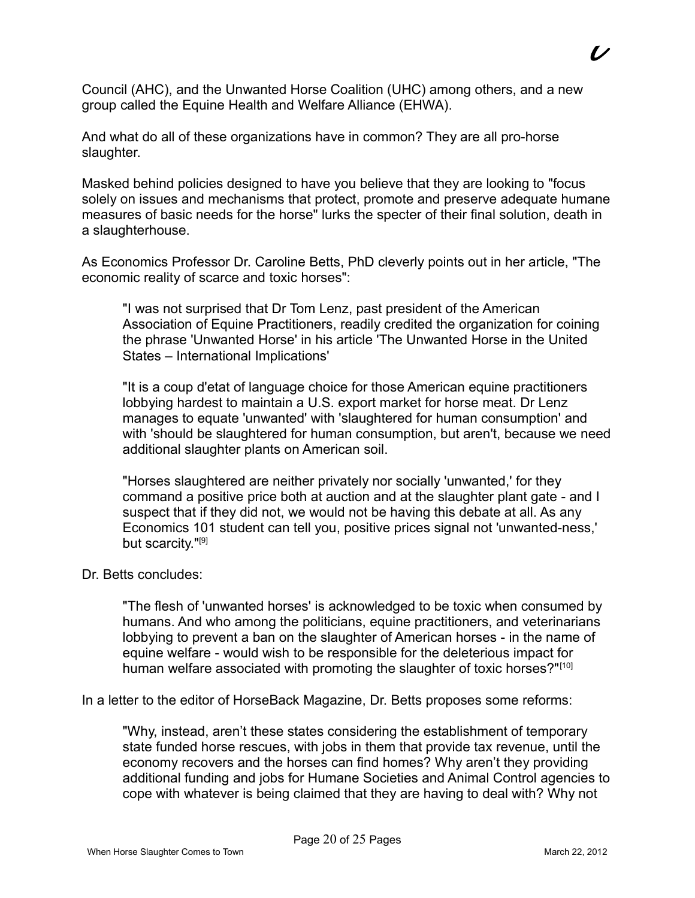Council (AHC), and the Unwanted Horse Coalition (UHC) among others, and a new group called the Equine Health and Welfare Alliance (EHWA).

And what do all of these organizations have in common? They are all pro-horse slaughter.

Masked behind policies designed to have you believe that they are looking to "focus solely on issues and mechanisms that protect, promote and preserve adequate humane measures of basic needs for the horse" lurks the specter of their final solution, death in a slaughterhouse.

As Economics Professor Dr. Caroline Betts, PhD cleverly points out in her article, "The economic reality of scarce and toxic horses":

> "I was not surprised that Dr Tom Lenz, past president of the American Association of Equine Practitioners, readily credited the organization for coining the phrase 'Unwanted Horse' in his article 'The Unwanted Horse in the United States – International Implications'
>
> "It is a coup d'etat of language choice for those American equine practitioners lobbying hardest to maintain a U.S. export market for horse meat. Dr Lenz manages to equate 'unwanted' with 'slaughtered for human consumption' and with 'should be slaughtered for human consumption, but aren't, because we need additional slaughter plants on American soil.
>
> "Horses slaughtered are neither privately nor socially 'unwanted,' for they command a positive price both at auction and at the slaughter plant gate - and I suspect that if they did not, we would not be having this debate at all. As any Economics 101 student can tell you, positive prices signal not 'unwanted-ness,' but scarcity."[9]

Dr. Betts concludes:

> "The flesh of 'unwanted horses' is acknowledged to be toxic when consumed by humans. And who among the politicians, equine practitioners, and veterinarians lobbying to prevent a ban on the slaughter of American horses - in the name of equine welfare - would wish to be responsible for the deleterious impact for human welfare associated with promoting the slaughter of toxic horses?"[10]

In a letter to the editor of HorseBack Magazine, Dr. Betts proposes some reforms:

> "Why, instead, aren't these states considering the establishment of temporary state funded horse rescues, with jobs in them that provide tax revenue, until the economy recovers and the horses can find homes? Why aren't they providing additional funding and jobs for Humane Societies and Animal Control agencies to cope with whatever is being claimed that they are having to deal with? Why not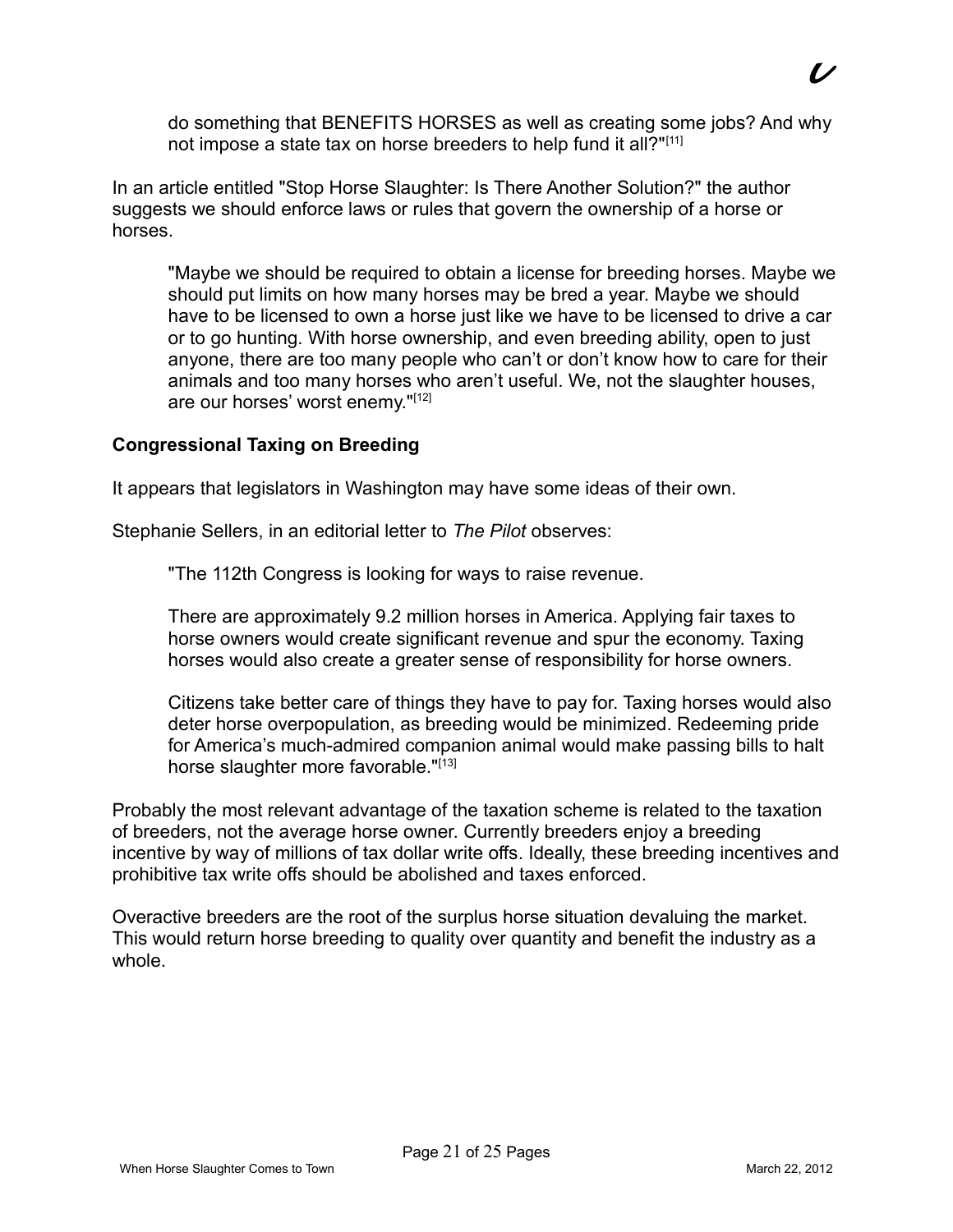do something that BENEFITS HORSES as well as creating some jobs? And why not impose a state tax on horse breeders to help fund it all?"[11]

In an article entitled "Stop Horse Slaughter: Is There Another Solution?" the author suggests we should enforce laws or rules that govern the ownership of a horse or horses.

> "Maybe we should be required to obtain a license for breeding horses. Maybe we should put limits on how many horses may be bred a year. Maybe we should have to be licensed to own a horse just like we have to be licensed to drive a car or to go hunting. With horse ownership, and even breeding ability, open to just anyone, there are too many people who can't or don't know how to care for their animals and too many horses who aren't useful. We, not the slaughter houses, are our horses' worst enemy."[12]

**Congressional Taxing on Breeding**

It appears that legislators in Washington may have some ideas of their own.

Stephanie Sellers, in an editorial letter to *The Pilot* observes:

> "The 112th Congress is looking for ways to raise revenue.
>
> There are approximately 9.2 million horses in America. Applying fair taxes to horse owners would create significant revenue and spur the economy. Taxing horses would also create a greater sense of responsibility for horse owners.
>
> Citizens take better care of things they have to pay for. Taxing horses would also deter horse overpopulation, as breeding would be minimized. Redeeming pride for America's much-admired companion animal would make passing bills to halt horse slaughter more favorable."[13]

Probably the most relevant advantage of the taxation scheme is related to the taxation of breeders, not the average horse owner. Currently breeders enjoy a breeding incentive by way of millions of tax dollar write offs. Ideally, these breeding incentives and prohibitive tax write offs should be abolished and taxes enforced.

Overactive breeders are the root of the surplus horse situation devaluing the market. This would return horse breeding to quality over quantity and benefit the industry as a whole.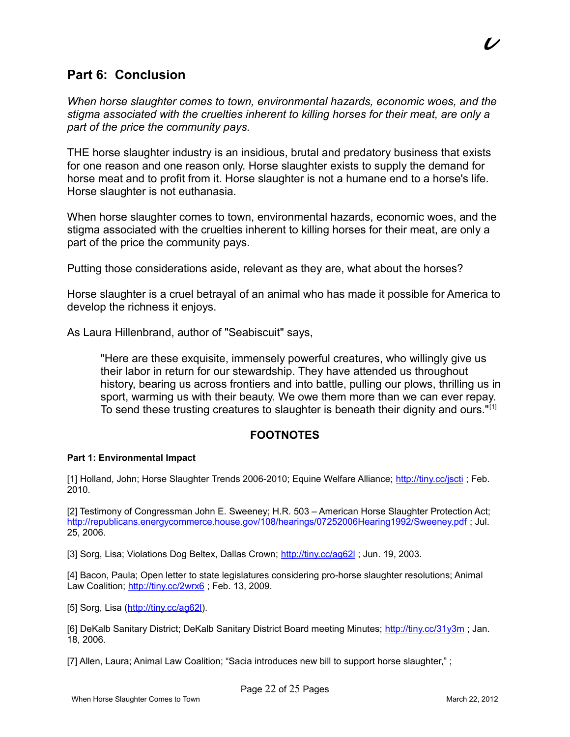## Part 6: Conclusion

*When horse slaughter comes to town, environmental hazards, economic woes, and the stigma associated with the cruelties inherent to killing horses for their meat, are only a part of the price the community pays.*

THE horse slaughter industry is an insidious, brutal and predatory business that exists for one reason and one reason only. Horse slaughter exists to supply the demand for horse meat and to profit from it. Horse slaughter is not a humane end to a horse's life. Horse slaughter is not euthanasia.

When horse slaughter comes to town, environmental hazards, economic woes, and the stigma associated with the cruelties inherent to killing horses for their meat, are only a part of the price the community pays.

Putting those considerations aside, relevant as they are, what about the horses?

Horse slaughter is a cruel betrayal of an animal who has made it possible for America to develop the richness it enjoys.

As Laura Hillenbrand, author of "Seabiscuit" says,

> "Here are these exquisite, immensely powerful creatures, who willingly give us their labor in return for our stewardship. They have attended us throughout history, bearing us across frontiers and into battle, pulling our plows, thrilling us in sport, warming us with their beauty. We owe them more than we can ever repay. To send these trusting creatures to slaughter is beneath their dignity and ours."[1]

### FOOTNOTES

**Part 1: Environmental Impact**

[1] Holland, John; Horse Slaughter Trends 2006-2010; Equine Welfare Alliance; http://tiny.cc/jscti ; Feb. 2010.

[2] Testimony of Congressman John E. Sweeney; H.R. 503 – American Horse Slaughter Protection Act; http://republicans.energycommerce.house.gov/108/hearings/07252006Hearing1992/Sweeney.pdf ; Jul. 25, 2006.

[3] Sorg, Lisa; Violations Dog Beltex, Dallas Crown; http://tiny.cc/ag62l ; Jun. 19, 2003.

[4] Bacon, Paula; Open letter to state legislatures considering pro-horse slaughter resolutions; Animal Law Coalition; http://tiny.cc/2wrx6 ; Feb. 13, 2009.

[5] Sorg, Lisa (http://tiny.cc/ag62l).

[6] DeKalb Sanitary District; DeKalb Sanitary District Board meeting Minutes; http://tiny.cc/31y3m ; Jan. 18, 2006.

[7] Allen, Laura; Animal Law Coalition; "Sacia introduces new bill to support horse slaughter," ;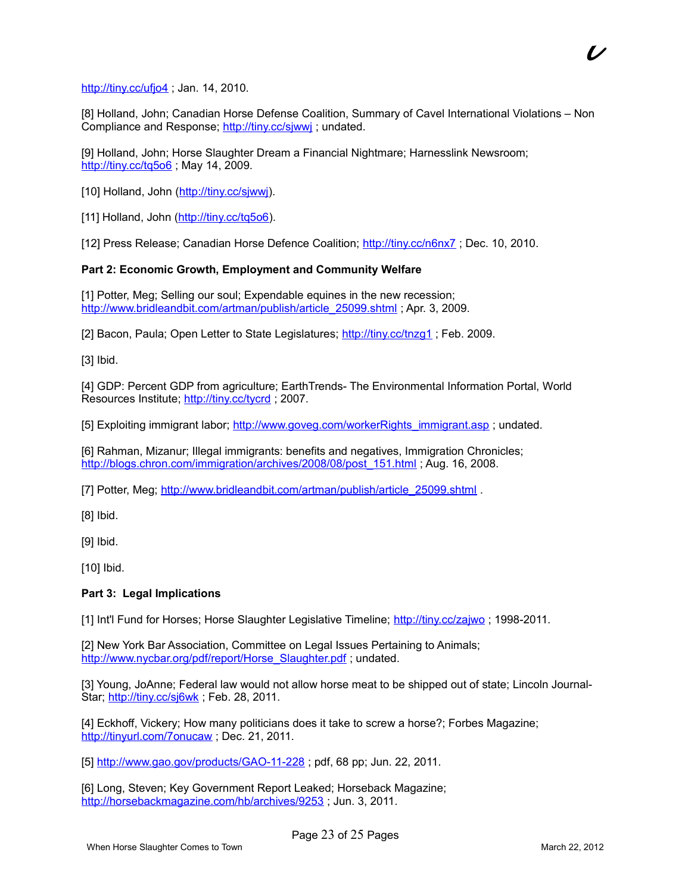http://tiny.cc/ufjo4 ; Jan. 14, 2010.

[8] Holland, John; Canadian Horse Defense Coalition, Summary of Cavel International Violations – Non Compliance and Response; http://tiny.cc/sjwwj ; undated.

[9] Holland, John; Horse Slaughter Dream a Financial Nightmare; Harnesslink Newsroom; http://tiny.cc/tq5o6 ; May 14, 2009.

[10] Holland, John (http://tiny.cc/sjwwj).

[11] Holland, John (http://tiny.cc/tq5o6).

[12] Press Release; Canadian Horse Defence Coalition; http://tiny.cc/n6nx7 ; Dec. 10, 2010.

**Part 2: Economic Growth, Employment and Community Welfare**

[1] Potter, Meg; Selling our soul; Expendable equines in the new recession; http://www.bridleandbit.com/artman/publish/article_25099.shtml ; Apr. 3, 2009.

[2] Bacon, Paula; Open Letter to State Legislatures; http://tiny.cc/tnzg1 ; Feb. 2009.

[3] Ibid.

[4] GDP: Percent GDP from agriculture; EarthTrends- The Environmental Information Portal, World Resources Institute; http://tiny.cc/tycrd ; 2007.

[5] Exploiting immigrant labor; http://www.goveg.com/workerRights_immigrant.asp ; undated.

[6] Rahman, Mizanur; Illegal immigrants: benefits and negatives, Immigration Chronicles; http://blogs.chron.com/immigration/archives/2008/08/post_151.html ; Aug. 16, 2008.

[7] Potter, Meg; http://www.bridleandbit.com/artman/publish/article_25099.shtml .

[8] Ibid.

[9] Ibid.

[10] Ibid.

**Part 3: Legal Implications**

[1] Int'l Fund for Horses; Horse Slaughter Legislative Timeline; http://tiny.cc/zajwo ; 1998-2011.

[2] New York Bar Association, Committee on Legal Issues Pertaining to Animals; http://www.nycbar.org/pdf/report/Horse_Slaughter.pdf ; undated.

[3] Young, JoAnne; Federal law would not allow horse meat to be shipped out of state; Lincoln Journal-Star; http://tiny.cc/sj6wk ; Feb. 28, 2011.

[4] Eckhoff, Vickery; How many politicians does it take to screw a horse?; Forbes Magazine; http://tinyurl.com/7onucaw ; Dec. 21, 2011.

[5] http://www.gao.gov/products/GAO-11-228 ; pdf, 68 pp; Jun. 22, 2011.

[6] Long, Steven; Key Government Report Leaked; Horseback Magazine; http://horsebackmagazine.com/hb/archives/9253 ; Jun. 3, 2011.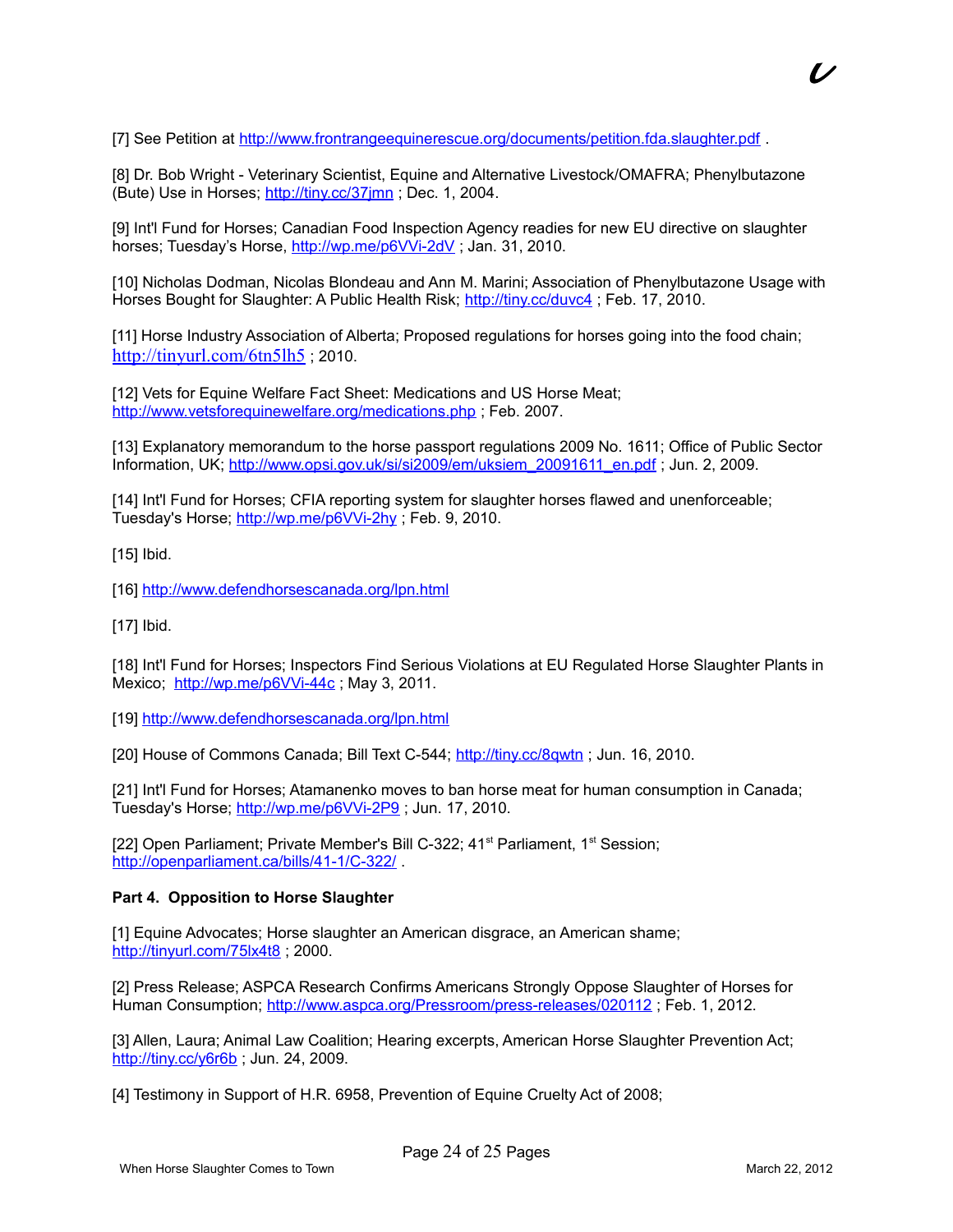[7] See Petition at http://www.frontrangeequinerescue.org/documents/petition.fda.slaughter.pdf .

[8] Dr. Bob Wright - Veterinary Scientist, Equine and Alternative Livestock/OMAFRA; Phenylbutazone (Bute) Use in Horses; http://tiny.cc/37jmn ; Dec. 1, 2004.

[9] Int'l Fund for Horses; Canadian Food Inspection Agency readies for new EU directive on slaughter horses; Tuesday's Horse, http://wp.me/p6VVi-2dV ; Jan. 31, 2010.

[10] Nicholas Dodman, Nicolas Blondeau and Ann M. Marini; Association of Phenylbutazone Usage with Horses Bought for Slaughter: A Public Health Risk; http://tiny.cc/duvc4 ; Feb. 17, 2010.

[11] Horse Industry Association of Alberta; Proposed regulations for horses going into the food chain; http://tinyurl.com/6tn5lh5 ; 2010.

[12] Vets for Equine Welfare Fact Sheet: Medications and US Horse Meat; http://www.vetsforequinewelfare.org/medications.php ; Feb. 2007.

[13] Explanatory memorandum to the horse passport regulations 2009 No. 1611; Office of Public Sector Information, UK; http://www.opsi.gov.uk/si/si2009/em/uksiem_20091611_en.pdf ; Jun. 2, 2009.

[14] Int'l Fund for Horses; CFIA reporting system for slaughter horses flawed and unenforceable; Tuesday's Horse; http://wp.me/p6VVi-2hy ; Feb. 9, 2010.

[15] Ibid.

[16] http://www.defendhorsescanada.org/lpn.html

[17] Ibid.

[18] Int'l Fund for Horses; Inspectors Find Serious Violations at EU Regulated Horse Slaughter Plants in Mexico; http://wp.me/p6VVi-44c ; May 3, 2011.

[19] http://www.defendhorsescanada.org/lpn.html

[20] House of Commons Canada; Bill Text C-544; http://tiny.cc/8qwtn ; Jun. 16, 2010.

[21] Int'l Fund for Horses; Atamanenko moves to ban horse meat for human consumption in Canada; Tuesday's Horse; http://wp.me/p6VVi-2P9 ; Jun. 17, 2010.

[22] Open Parliament; Private Member's Bill C-322; 41st Parliament, 1st Session; http://openparliament.ca/bills/41-1/C-322/ .

**Part 4. Opposition to Horse Slaughter**

[1] Equine Advocates; Horse slaughter an American disgrace, an American shame; http://tinyurl.com/75lx4t8 ; 2000.

[2] Press Release; ASPCA Research Confirms Americans Strongly Oppose Slaughter of Horses for Human Consumption; http://www.aspca.org/Pressroom/press-releases/020112 ; Feb. 1, 2012.

[3] Allen, Laura; Animal Law Coalition; Hearing excerpts, American Horse Slaughter Prevention Act; http://tiny.cc/y6r6b ; Jun. 24, 2009.

[4] Testimony in Support of H.R. 6958, Prevention of Equine Cruelty Act of 2008;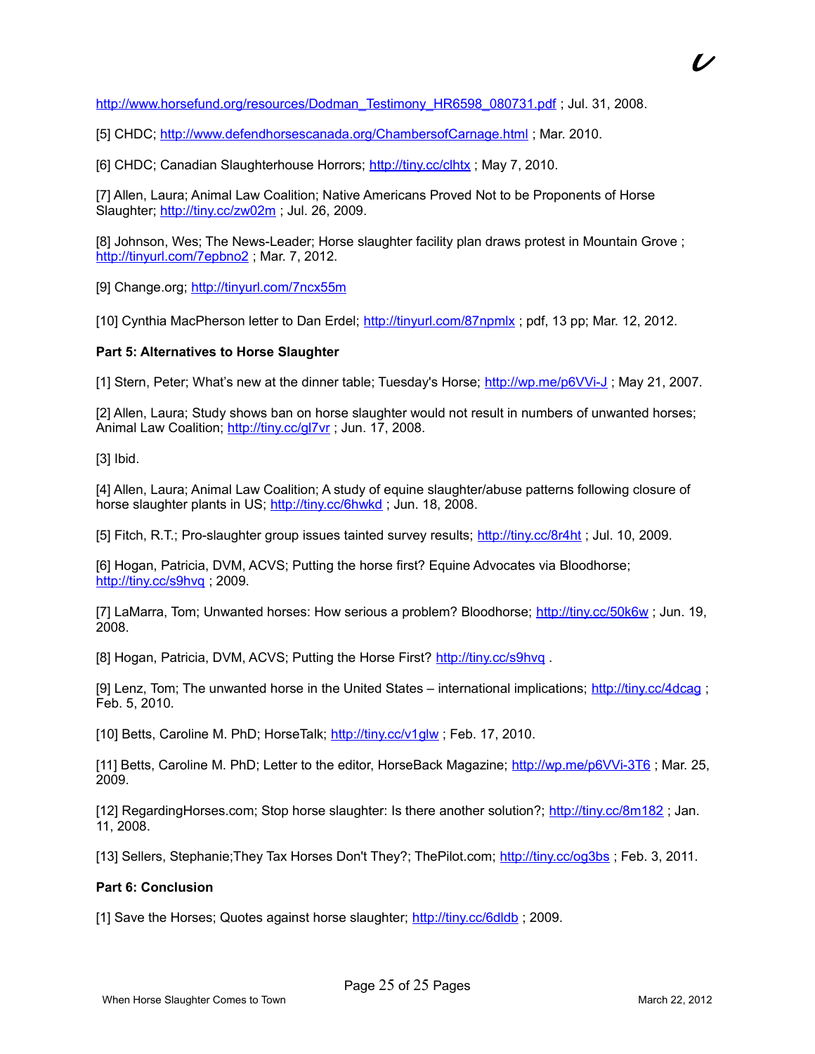http://www.horsefund.org/resources/Dodman_Testimony_HR6598_080731.pdf ; Jul. 31, 2008.

[5] CHDC; http://www.defendhorsescanada.org/ChambersofCarnage.html ; Mar. 2010.

[6] CHDC; Canadian Slaughterhouse Horrors; http://tiny.cc/clhtx ; May 7, 2010.

[7] Allen, Laura; Animal Law Coalition; Native Americans Proved Not to be Proponents of Horse Slaughter; http://tiny.cc/zw02m ; Jul. 26, 2009.

[8] Johnson, Wes; The News-Leader; Horse slaughter facility plan draws protest in Mountain Grove ; http://tinyurl.com/7epbno2 ; Mar. 7, 2012.

[9] Change.org; http://tinyurl.com/7ncx55m

[10] Cynthia MacPherson letter to Dan Erdel; http://tinyurl.com/87npmlx ; pdf, 13 pp; Mar. 12, 2012.

**Part 5: Alternatives to Horse Slaughter**

[1] Stern, Peter; What's new at the dinner table; Tuesday's Horse; http://wp.me/p6VVi-J ; May 21, 2007.

[2] Allen, Laura; Study shows ban on horse slaughter would not result in numbers of unwanted horses; Animal Law Coalition; http://tiny.cc/gl7vr ; Jun. 17, 2008.

[3] Ibid.

[4] Allen, Laura; Animal Law Coalition; A study of equine slaughter/abuse patterns following closure of horse slaughter plants in US; http://tiny.cc/6hwkd ; Jun. 18, 2008.

[5] Fitch, R.T.; Pro-slaughter group issues tainted survey results; http://tiny.cc/8r4ht ; Jul. 10, 2009.

[6] Hogan, Patricia, DVM, ACVS; Putting the horse first? Equine Advocates via Bloodhorse; http://tiny.cc/s9hvq ; 2009.

[7] LaMarra, Tom; Unwanted horses: How serious a problem? Bloodhorse; http://tiny.cc/50k6w ; Jun. 19, 2008.

[8] Hogan, Patricia, DVM, ACVS; Putting the Horse First? http://tiny.cc/s9hvq .

[9] Lenz, Tom; The unwanted horse in the United States – international implications; http://tiny.cc/4dcag ; Feb. 5, 2010.

[10] Betts, Caroline M. PhD; HorseTalk; http://tiny.cc/v1glw ; Feb. 17, 2010.

[11] Betts, Caroline M. PhD; Letter to the editor, HorseBack Magazine; http://wp.me/p6VVi-3T6 ; Mar. 25, 2009.

[12] RegardingHorses.com; Stop horse slaughter: Is there another solution?; http://tiny.cc/8m182 ; Jan. 11, 2008.

[13] Sellers, Stephanie;They Tax Horses Don't They?; ThePilot.com; http://tiny.cc/og3bs ; Feb. 3, 2011.

**Part 6: Conclusion**

[1] Save the Horses; Quotes against horse slaughter; http://tiny.cc/6dldb ; 2009.